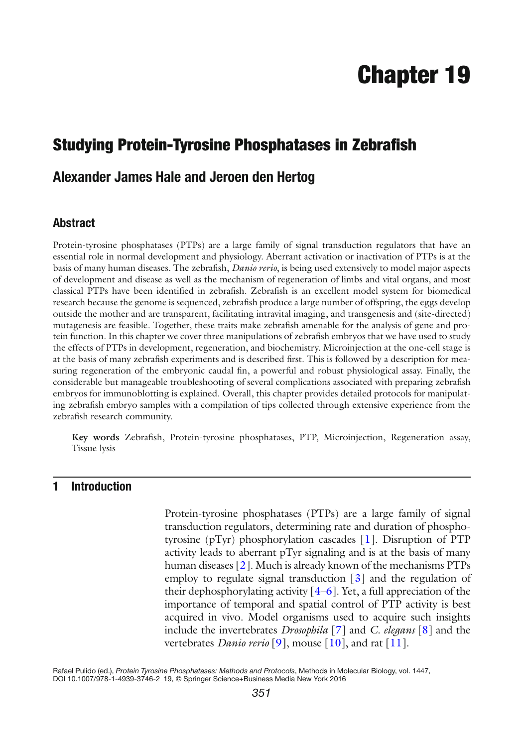# Chapter 19

## Studying Protein-Tyrosine Phosphatases in Zebrafish

### Alexander James Hale and Jeroen den Hertog

### Abstract

Protein-tyrosine phosphatases (PTPs) are a large family of signal transduction regulators that have an essential role in normal development and physiology. Aberrant activation or inactivation of PTPs is at the basis of many human diseases. The zebrafish, *Danio rerio*, is being used extensively to model major aspects of development and disease as well as the mechanism of regeneration of limbs and vital organs, and most classical PTPs have been identified in zebrafish. Zebrafish is an excellent model system for biomedical research because the genome is sequenced, zebrafish produce a large number of offspring, the eggs develop outside the mother and are transparent, facilitating intravital imaging, and transgenesis and (site-directed) mutagenesis are feasible. Together, these traits make zebrafish amenable for the analysis of gene and protein function. In this chapter we cover three manipulations of zebrafish embryos that we have used to study the effects of PTPs in development, regeneration, and biochemistry. Microinjection at the one-cell stage is at the basis of many zebrafish experiments and is described first. This is followed by a description for measuring regeneration of the embryonic caudal fin, a powerful and robust physiological assay. Finally, the considerable but manageable troubleshooting of several complications associated with preparing zebrafish embryos for immunoblotting is explained. Overall, this chapter provides detailed protocols for manipulating zebrafish embryo samples with a compilation of tips collected through extensive experience from the zebrafish research community.

**Key words** Zebrafish, Protein-tyrosine phosphatases, PTP, Microinjection, Regeneration assay, Tissue lysis

## 1 Introduction

Protein-tyrosine phosphatases (PTPs) are a large family of signal transduction regulators, determining rate and duration of phosphotyrosine (pTyr) phosphorylation cascades [1]. Disruption of PTP activity leads to aberrant pTyr signaling and is at the basis of many human diseases [2]. Much is already known of the mechanisms PTPs employ to regulate signal transduction [3] and the regulation of their dephosphorylating activity [4–6]. Yet, a full appreciation of the importance of temporal and spatial control of PTP activity is best acquired in vivo. Model organisms used to acquire such insights include the invertebrates *Drosophila* [7] and *C. elegans* [8] and the vertebrates *Danio rerio* [9], mouse [10], and rat [11].

Rafael Pulido (ed.), *Protein Tyrosine Phosphatases: Methods and Protocols*, Methods in Molecular Biology, vol. 1447, DOI 10.1007/978-1-4939-3746-2_19, © Springer Science+Business Media New York 2016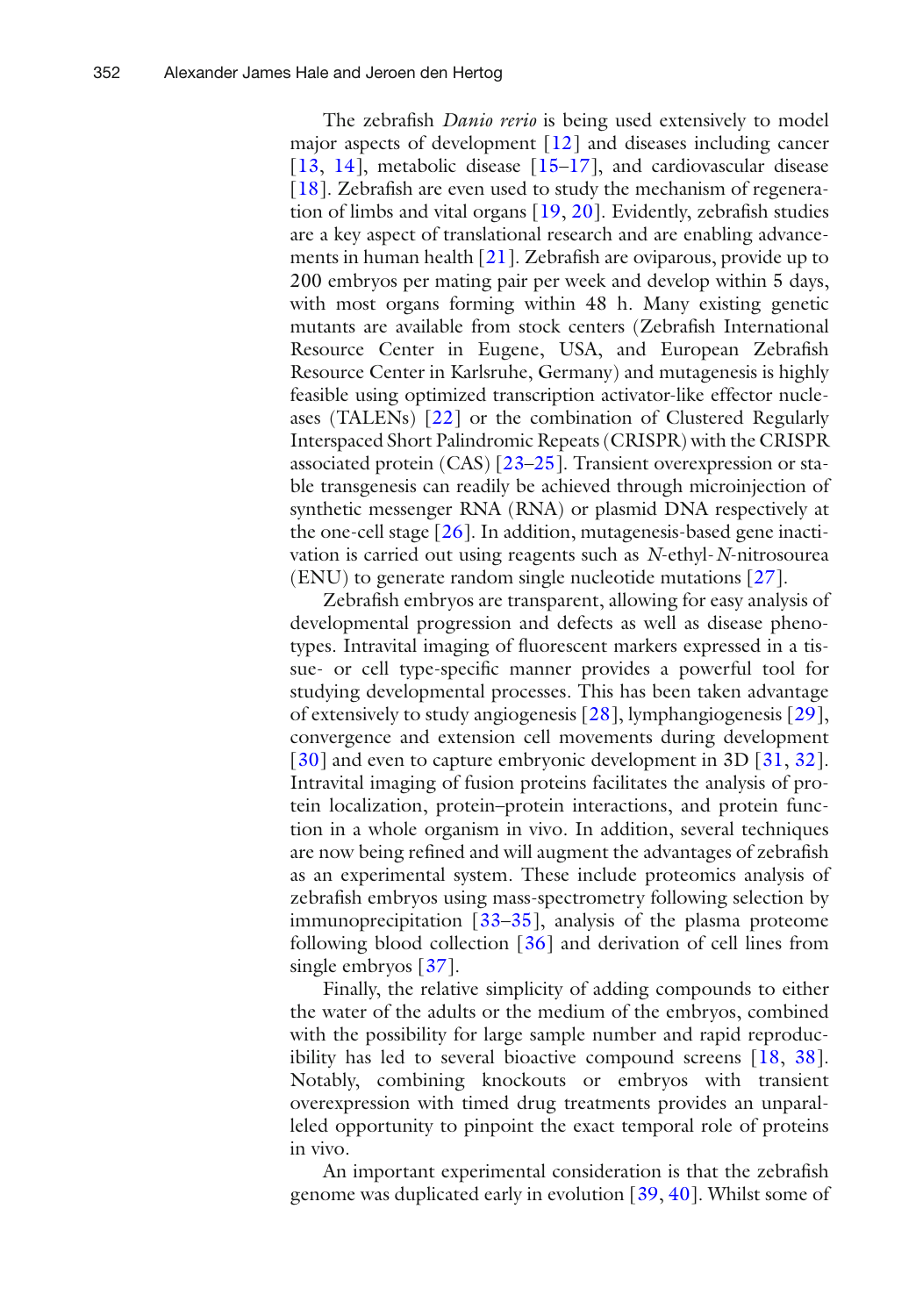The zebrafish *Danio rerio* is being used extensively to model major aspects of development [12] and diseases including cancer [13, 14], metabolic disease [15–17], and cardiovascular disease [18]. Zebrafish are even used to study the mechanism of regeneration of limbs and vital organs [19, 20]. Evidently, zebrafish studies are a key aspect of translational research and are enabling advancements in human health [21]. Zebrafish are oviparous, provide up to 200 embryos per mating pair per week and develop within 5 days, with most organs forming within 48 h. Many existing genetic mutants are available from stock centers (Zebrafish International Resource Center in Eugene, USA, and European Zebrafish Resource Center in Karlsruhe, Germany) and mutagenesis is highly feasible using optimized transcription activator-like effector nucleases (TALENs) [22] or the combination of Clustered Regularly Interspaced Short Palindromic Repeats (CRISPR) with the CRISPR associated protein (CAS) [23–25]. Transient overexpression or stable transgenesis can readily be achieved through microinjection of synthetic messenger RNA (RNA) or plasmid DNA respectively at the one-cell stage [26]. In addition, mutagenesis-based gene inactivation is carried out using reagents such as *N*-ethyl-*N*-nitrosourea (ENU) to generate random single nucleotide mutations [27].

Zebrafish embryos are transparent, allowing for easy analysis of developmental progression and defects as well as disease phenotypes. Intravital imaging of fluorescent markers expressed in a tissue- or cell type-specific manner provides a powerful tool for studying developmental processes. This has taken advantage of extensively to study angiogenesis [28], lymphangiogenesis [29], convergence and extension cell movements during development [30] and even to capture embryonic development in 3D [31, 32]. Intravital imaging of fusion proteins facilitates the analysis of protein localization, protein–protein interactions, and protein function in a whole organism in vivo. In addition, several techniques are now being refined and will augment the advantages of zebrafish as an experimental system. These include proteomics analysis of zebrafish embryos using mass-spectrometry following selection by immunoprecipitation [33–35], analysis of the plasma proteome following blood collection [36] and derivation of cell lines from single embryos [37].

Finally, the relative simplicity of adding compounds to either the water of the adults or the medium of the embryos, combined with the possibility for large sample number and rapid reproducibility has led to several bioactive compound screens [18, 38]. Notably, combining knockouts or embryos with transient overexpression with timed drug treatments provides an unparalleled opportunity to pinpoint the exact temporal role of proteins in vivo.

An important experimental consideration is that the zebrafish genome was duplicated early in evolution [39, 40]. Whilst some of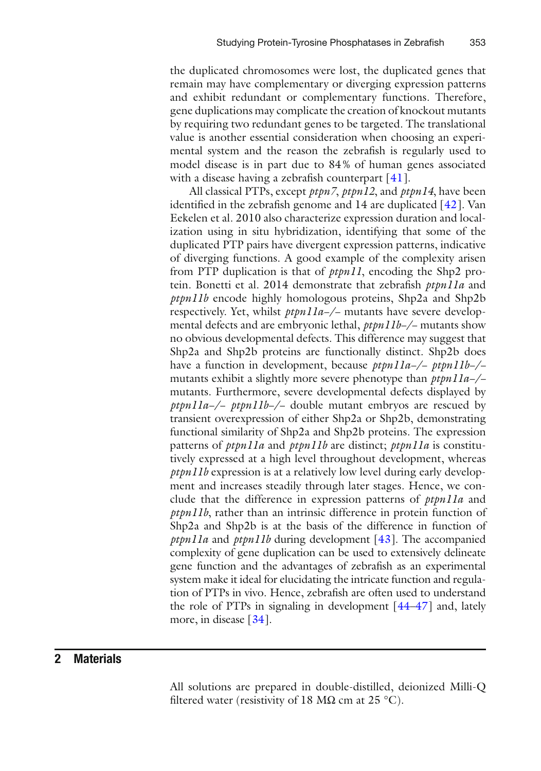the duplicated chromosomes were lost, the duplicated genes that remain may have complementary or diverging expression patterns and exhibit redundant or complementary functions. Therefore, gene duplications may complicate the creation of knockout mutants by requiring two redundant genes to be targeted. The translational value is another essential consideration when choosing an experimental system and the reason the zebrafish is regularly used to model disease is in part due to 84% of human genes associated with a disease having a zebrafish counterpart [41].

All classical PTPs, except *ptpn7*, *ptpn12*, and *ptpn14*, have been identified in the zebrafish genome and 14 are duplicated [42]. Van Eekelen et al. 2010 also characterize expression duration and localization using in situ hybridization, identifying that some of the duplicated PTP pairs have divergent expression patterns, indicative of diverging functions. A good example of the complexity arisen from PTP duplication is that of *ptpn11*, encoding the Shp2 protein. Bonetti et al. 2014 demonstrate that zebrafish *ptpn11a* and *ptpn11b* encode highly homologous proteins, Shp2a and Shp2b respectively. Yet, whilst *ptpn11a*–/– mutants have severe developmental defects and are embryonic lethal, *ptpn11b*–/– mutants show no obvious developmental defects. This difference may suggest that Shp2a and Shp2b proteins are functionally distinct. Shp2b does have a function in development, because *ptpn11a*–/– *ptpn11b*–/– mutants exhibit a slightly more severe phenotype than *ptpn11a*–/– mutants. Furthermore, severe developmental defects displayed by *ptpn11a*–/– *ptpn11b*–/– double mutant embryos are rescued by transient overexpression of either Shp2a or Shp2b, demonstrating functional similarity of Shp2a and Shp2b proteins. The expression patterns of *ptpn11a* and *ptpn11b* are distinct; *ptpn11a* is constitutively expressed at a high level throughout development, whereas *ptpn11b* expression is at a relatively low level during early development and increases steadily through later stages. Hence, we conclude that the difference in expression patterns of *ptpn11a* and *ptpn11b*, rather than an intrinsic difference in protein function of Shp2a and Shp2b is at the basis of the difference in function of *ptpn11a* and *ptpn11b* during development [43]. The accompanied complexity of gene duplication can be used to extensively delineate gene function and the advantages of zebrafish as an experimental system make it ideal for elucidating the intricate function and regulation of PTPs in vivo. Hence, zebrafish are often used to understand the role of PTPs in signaling in development [44–47] and, lately more, in disease [34].

## 2 Materials

All solutions are prepared in double-distilled, deionized Milli-Q filtered water (resistivity of 18 MΩ cm at 25 °C).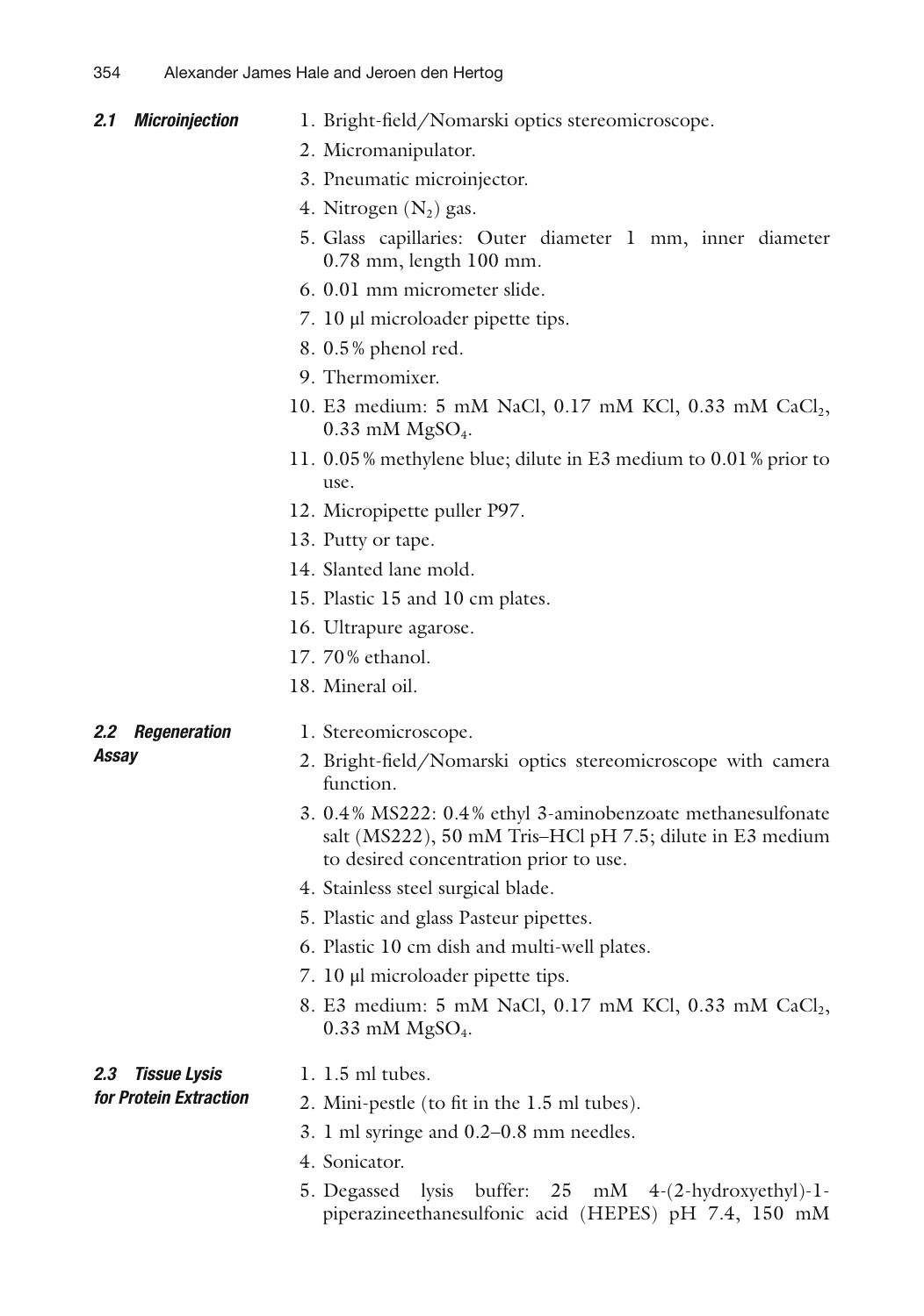### 2.1 Microinjection

1. Bright-field/Nomarski optics stereomicroscope.
2. Micromanipulator.
3. Pneumatic microinjector.
4. Nitrogen ($N_2$) gas.
5. Glass capillaries: Outer diameter 1 mm, inner diameter 0.78 mm, length 100 mm.
6. 0.01 mm micrometer slide.
7. 10 μl microloader pipette tips.
8. 0.5% phenol red.
9. Thermomixer.
10. E3 medium: 5 mM NaCl, 0.17 mM KCl, 0.33 mM $CaCl_2$, 0.33 mM $MgSO_4$.
11. 0.05% methylene blue; dilute in E3 medium to 0.01% prior to use.
12. Micropipette puller P97.
13. Putty or tape.
14. Slanted lane mold.
15. Plastic 15 and 10 cm plates.
16. Ultrapure agarose.
17. 70% ethanol.
18. Mineral oil.

### 2.2 Regeneration Assay

1. Stereomicroscope.
2. Bright-field/Nomarski optics stereomicroscope with camera function.
3. 0.4% MS222: 0.4% ethyl 3-aminobenzoate methanesulfonate salt (MS222), 50 mM Tris–HCl pH 7.5; dilute in E3 medium to desired concentration prior to use.
4. Stainless steel surgical blade.
5. Plastic and glass Pasteur pipettes.
6. Plastic 10 cm dish and multi-well plates.
7. 10 μl microloader pipette tips.
8. E3 medium: 5 mM NaCl, 0.17 mM KCl, 0.33 mM $CaCl_2$, 0.33 mM $MgSO_4$.

### 2.3 Tissue Lysis for Protein Extraction

1. 1.5 ml tubes.
2. Mini-pestle (to fit in the 1.5 ml tubes).
3. 1 ml syringe and 0.2–0.8 mm needles.
4. Sonicator.
5. Degassed lysis buffer: 25 mM 4-(2-hydroxyethyl)-1-piperazineethanesulfonic acid (HEPES) pH 7.4, 150 mM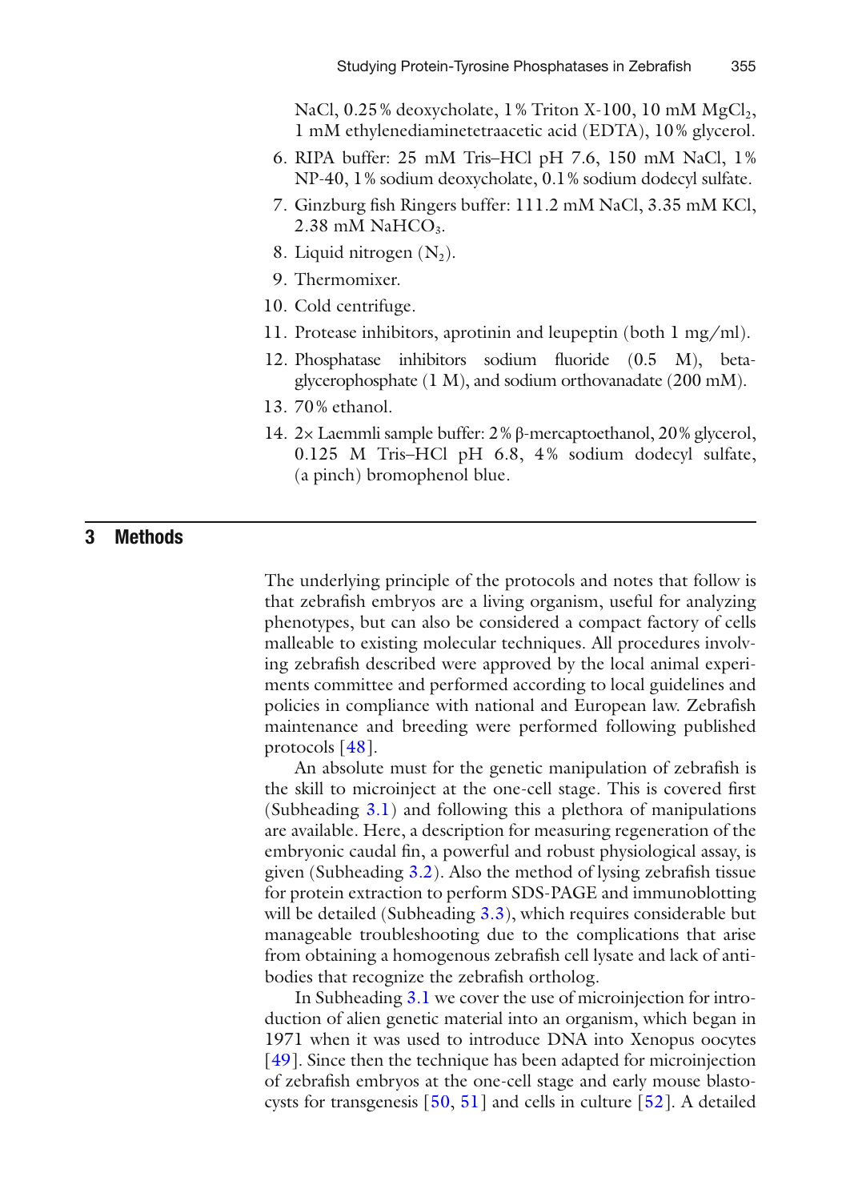NaCl, 0.25 % deoxycholate, 1 % Triton X-100, 10 mM $MgCl_2$, 1 mM ethylenediaminetetraacetic acid (EDTA), 10 % glycerol.

6. RIPA buffer: 25 mM Tris–HCl pH 7.6, 150 mM NaCl, 1 % NP-40, 1 % sodium deoxycholate, 0.1 % sodium dodecyl sulfate.
7. Ginzburg fish Ringers buffer: 111.2 mM NaCl, 3.35 mM KCl, 2.38 mM $NaHCO_3$.
8. Liquid nitrogen ($N_2$).
9. Thermomixer.
10. Cold centrifuge.
11. Protease inhibitors, aprotinin and leupeptin (both 1 mg/ml).
12. Phosphatase inhibitors sodium fluoride (0.5 M), beta-glycerophosphate (1 M), and sodium orthovanadate (200 mM).
13. 70 % ethanol.
14. 2× Laemmli sample buffer: 2 % β-mercaptoethanol, 20 % glycerol, 0.125 M Tris–HCl pH 6.8, 4 % sodium dodecyl sulfate, (a pinch) bromophenol blue.

## 3 Methods

The underlying principle of the protocols and notes that follow is that zebrafish embryos are a living organism, useful for analyzing phenotypes, but can also be considered a compact factory of cells malleable to existing molecular techniques. All procedures involving zebrafish described were approved by the local animal experiments committee and performed according to local guidelines and policies in compliance with national and European law. Zebrafish maintenance and breeding were performed following published protocols [48].

An absolute must for the genetic manipulation of zebrafish is the skill to microinject at the one-cell stage. This is covered first (Subheading 3.1) and following this a plethora of manipulations are available. Here, a description for measuring regeneration of the embryonic caudal fin, a powerful and robust physiological assay, is given (Subheading 3.2). Also the method of lysing zebrafish tissue for protein extraction to perform SDS-PAGE and immunoblotting will be detailed (Subheading 3.3), which requires considerable but manageable troubleshooting due to the complications that arise from obtaining a homogenous zebrafish cell lysate and lack of antibodies that recognize the zebrafish ortholog.

In Subheading 3.1 we cover the use of microinjection for introduction of alien genetic material into an organism, which began in 1971 when it was used to introduce DNA into Xenopus oocytes [49]. Since then the technique has been adapted for microinjection of zebrafish embryos at the one-cell stage and early mouse blastocysts for transgenesis [50, 51] and cells in culture [52]. A detailed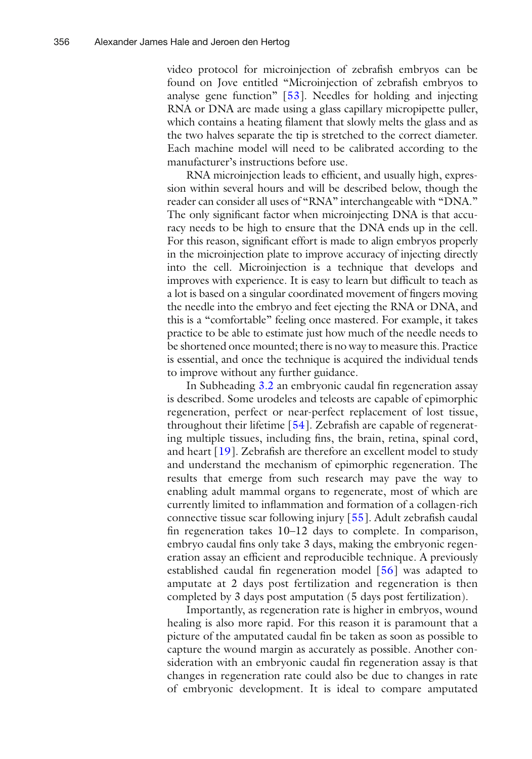video protocol for microinjection of zebrafish embryos can be found on Jove entitled "Microinjection of zebrafish embryos to analyse gene function" [53]. Needles for holding and injecting RNA or DNA are made using a glass capillary micropipette puller, which contains a heating filament that slowly melts the glass and as the two halves separate the tip is stretched to the correct diameter. Each machine model will need to be calibrated according to the manufacturer's instructions before use.

RNA microinjection leads to efficient, and usually high, expression within several hours and will be described below, though the reader can consider all uses of "RNA" interchangeable with "DNA." The only significant factor when microinjecting DNA is that accuracy needs to be high to ensure that the DNA ends up in the cell. For this reason, significant effort is made to align embryos properly in the microinjection plate to improve accuracy of injecting directly into the cell. Microinjection is a technique that develops and improves with experience. It is easy to learn but difficult to teach as a lot is based on a singular coordinated movement of fingers moving the needle into the embryo and feet ejecting the RNA or DNA, and this is a "comfortable" feeling once mastered. For example, it takes practice to be able to estimate just how much of the needle needs to be shortened once mounted; there is no way to measure this. Practice is essential, and once the technique is acquired the individual tends to improve without any further guidance.

In Subheading 3.2 an embryonic caudal fin regeneration assay is described. Some urodeles and teleosts are capable of epimorphic regeneration, perfect or near-perfect replacement of lost tissue, throughout their lifetime [54]. Zebrafish are capable of regenerating multiple tissues, including fins, the brain, retina, spinal cord, and heart [19]. Zebrafish are therefore an excellent model to study and understand the mechanism of epimorphic regeneration. The results that emerge from such research may pave the way to enabling adult mammal organs to regenerate, most of which are currently limited to inflammation and formation of a collagen-rich connective tissue scar following injury [55]. Adult zebrafish caudal fin regeneration takes 10–12 days to complete. In comparison, embryo caudal fins only take 3 days, making the embryonic regeneration assay an efficient and reproducible technique. A previously established caudal fin regeneration model [56] was adapted to amputate at 2 days post fertilization and regeneration is then completed by 3 days post amputation (5 days post fertilization).

Importantly, as regeneration rate is higher in embryos, wound healing is also more rapid. For this reason it is paramount that a picture of the amputated caudal fin be taken as soon as possible to capture the wound margin as accurately as possible. Another consideration with an embryonic caudal fin regeneration assay is that changes in regeneration rate could also be due to changes in rate of embryonic development. It is ideal to compare amputated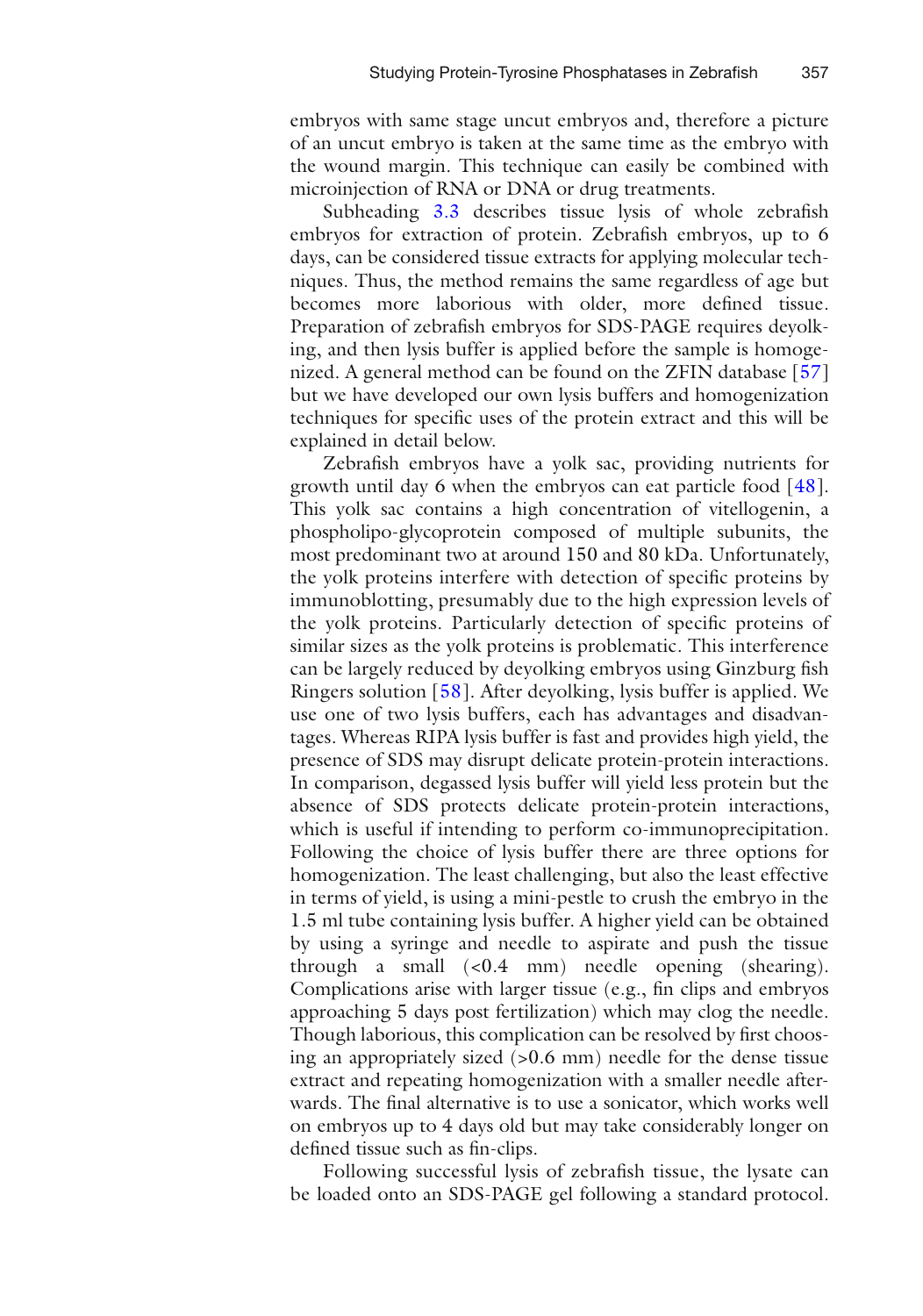embryos with same stage uncut embryos and, therefore a picture of an uncut embryo is taken at the same time as the embryo with the wound margin. This technique can easily be combined with microinjection of RNA or DNA or drug treatments.

Subheading 3.3 describes tissue lysis of whole zebrafish embryos for extraction of protein. Zebrafish embryos, up to 6 days, can be considered tissue extracts for applying molecular techniques. Thus, the method remains the same regardless of age but becomes more laborious with older, more defined tissue. Preparation of zebrafish embryos for SDS-PAGE requires deyolking, and then lysis buffer is applied before the sample is homogenized. A general method can be found on the ZFIN database [57] but we have developed our own lysis buffers and homogenization techniques for specific uses of the protein extract and this will be explained in detail below.

Zebrafish embryos have a yolk sac, providing nutrients for growth until day 6 when the embryos can eat particle food [48]. This yolk sac contains a high concentration of vitellogenin, a phospholipo-glycoprotein composed of multiple subunits, the most predominant two at around 150 and 80 kDa. Unfortunately, the yolk proteins interfere with detection of specific proteins by immunoblotting, presumably due to the high expression levels of the yolk proteins. Particularly detection of specific proteins of similar sizes as the yolk proteins is problematic. This interference can be largely reduced by deyolking embryos using Ginzburg fish Ringers solution [58]. After deyolking, lysis buffer is applied. We use one of two lysis buffers, each has advantages and disadvantages. Whereas RIPA lysis buffer is fast and provides high yield, the presence of SDS may disrupt delicate protein-protein interactions. In comparison, degassed lysis buffer will yield less protein but the absence of SDS protects delicate protein-protein interactions, which is useful if intending to perform co-immunoprecipitation. Following the choice of lysis buffer there are three options for homogenization. The least challenging, but also the least effective in terms of yield, is using a mini-pestle to crush the embryo in the 1.5 ml tube containing lysis buffer. A higher yield can be obtained by using a syringe and needle to aspirate and push the tissue through a small (<0.4 mm) needle opening (shearing). Complications arise with larger tissue (e.g., fin clips and embryos approaching 5 days post fertilization) which may clog the needle. Though laborious, this complication can be resolved by first choosing an appropriately sized (>0.6 mm) needle for the dense tissue extract and repeating homogenization with a smaller needle afterwards. The final alternative is to use a sonicator, which works well on embryos up to 4 days old but may take considerably longer on defined tissue such as fin-clips.

Following successful lysis of zebrafish tissue, the lysate can be loaded onto an SDS-PAGE gel following a standard protocol.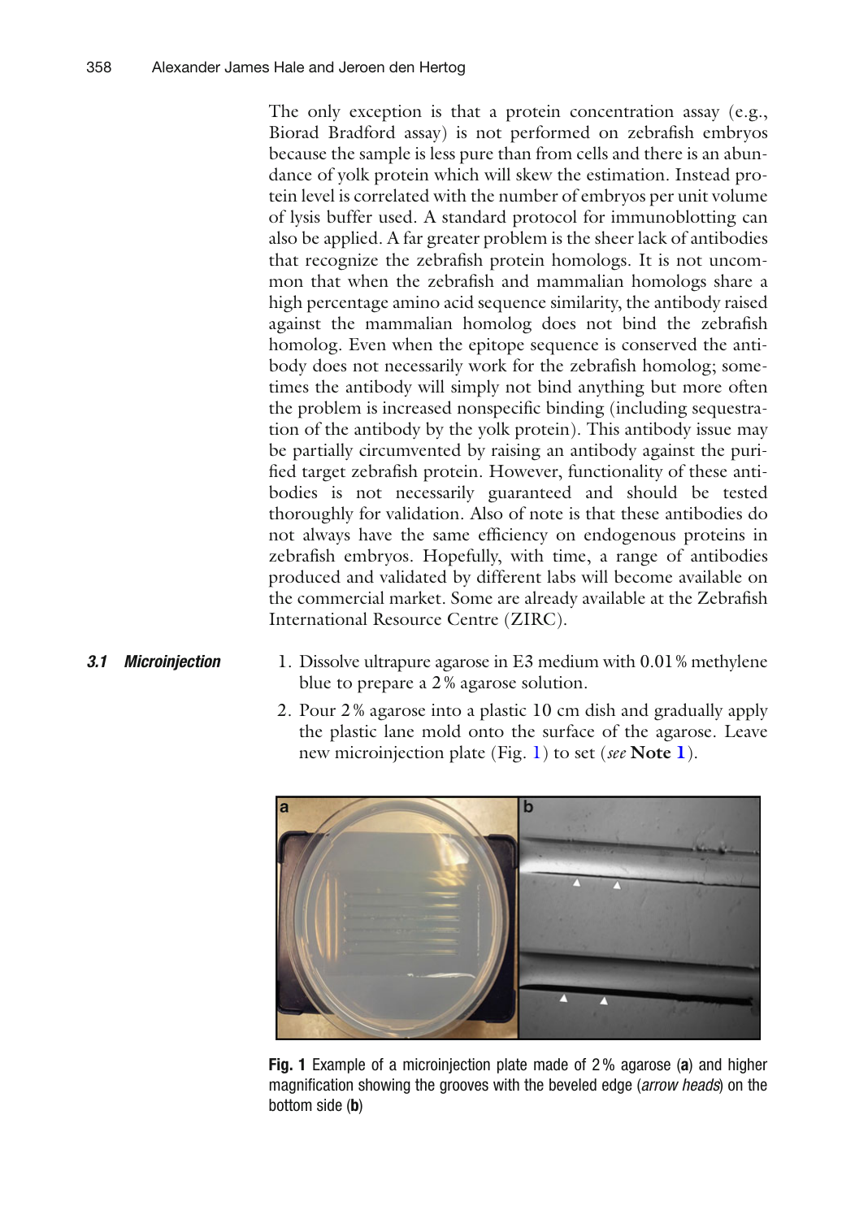The only exception is that a protein concentration assay (e.g., Biorad Bradford assay) is not performed on zebrafish embryos because the sample is less pure than from cells and there is an abundance of yolk protein which will skew the estimation. Instead protein level is correlated with the number of embryos per unit volume of lysis buffer used. A standard protocol for immunoblotting can also be applied. A far greater problem is the sheer lack of antibodies that recognize the zebrafish protein homologs. It is not uncommon that when the zebrafish and mammalian homologs share a high percentage amino acid sequence similarity, the antibody raised against the mammalian homolog does not bind the zebrafish homolog. Even when the epitope sequence is conserved the antibody does not necessarily work for the zebrafish homolog; sometimes the antibody will simply not bind anything but more often the problem is increased nonspecific binding (including sequestration of the antibody by the yolk protein). This antibody issue may be partially circumvented by raising an antibody against the purified target zebrafish protein. However, functionality of these antibodies is not necessarily guaranteed and should be tested thoroughly for validation. Also of note is that these antibodies do not always have the same efficiency on endogenous proteins in zebrafish embryos. Hopefully, with time, a range of antibodies produced and validated by different labs will become available on the commercial market. Some are already available at the Zebrafish International Resource Centre (ZIRC).

### 3.1 Microinjection

1. Dissolve ultrapure agarose in E3 medium with 0.01 % methylene blue to prepare a 2 % agarose solution.
2. Pour 2 % agarose into a plastic 10 cm dish and gradually apply the plastic lane mold onto the surface of the agarose. Leave new microinjection plate (Fig. 1) to set (*see* **Note 1**).

**Fig. 1** Example of a microinjection plate made of 2 % agarose (**a**) and higher magnification showing the grooves with the beveled edge (*arrow heads*) on the bottom side (**b**)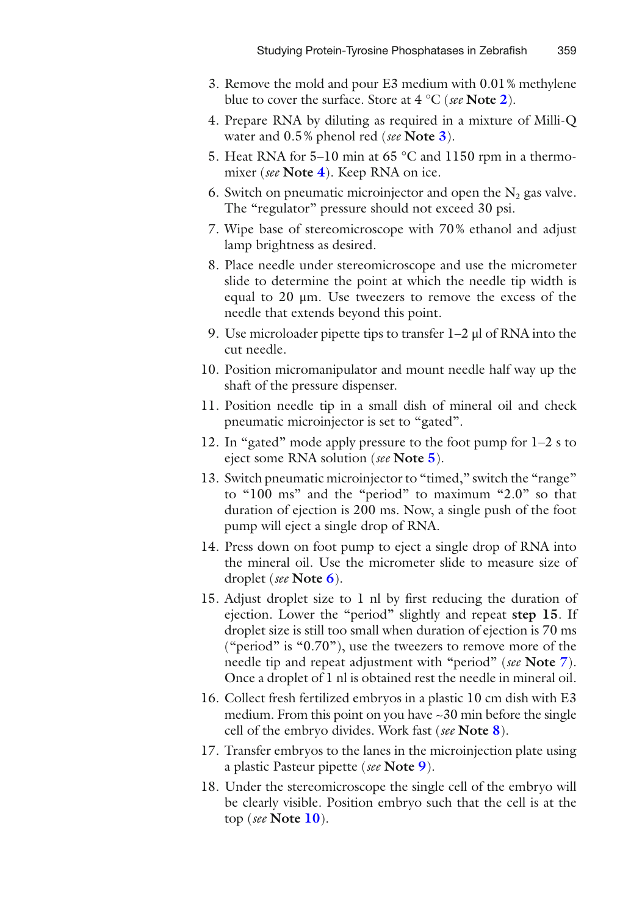3. Remove the mold and pour E3 medium with 0.01% methylene blue to cover the surface. Store at 4 °C (*see* **Note 2**).
4. Prepare RNA by diluting as required in a mixture of Milli-Q water and 0.5% phenol red (*see* **Note 3**).
5. Heat RNA for 5–10 min at 65 °C and 1150 rpm in a thermomixer (*see* **Note 4**). Keep RNA on ice.
6. Switch on pneumatic microinjector and open the $N_2$ gas valve. The "regulator" pressure should not exceed 30 psi.
7. Wipe base of stereomicroscope with 70% ethanol and adjust lamp brightness as desired.
8. Place needle under stereomicroscope and use the micrometer slide to determine the point at which the needle tip width is equal to 20 μm. Use tweezers to remove the excess of the needle that extends beyond this point.
9. Use microloader pipette tips to transfer 1–2 μl of RNA into the cut needle.
10. Position micromanipulator and mount needle half way up the shaft of the pressure dispenser.
11. Position needle tip in a small dish of mineral oil and check pneumatic microinjector is set to "gated".
12. In "gated" mode apply pressure to the foot pump for 1–2 s to eject some RNA solution (*see* **Note 5**).
13. Switch pneumatic microinjector to "timed," switch the "range" to "100 ms" and the "period" to maximum "2.0" so that duration of ejection is 200 ms. Now, a single push of the foot pump will eject a single drop of RNA.
14. Press down on foot pump to eject a single drop of RNA into the mineral oil. Use the micrometer slide to measure size of droplet (*see* **Note 6**).
15. Adjust droplet size to 1 nl by first reducing the duration of ejection. Lower the "period" slightly and repeat **step 15**. If droplet size is still too small when duration of ejection is 70 ms ("period" is "0.70"), use the tweezers to remove more of the needle tip and repeat adjustment with "period" (*see* **Note 7**). Once a droplet of 1 nl is obtained rest the needle in mineral oil.
16. Collect fresh fertilized embryos in a plastic 10 cm dish with E3 medium. From this point on you have ~30 min before the single cell of the embryo divides. Work fast (*see* **Note 8**).
17. Transfer embryos to the lanes in the microinjection plate using a plastic Pasteur pipette (*see* **Note 9**).
18. Under the stereomicroscope the single cell of the embryo will be clearly visible. Position embryo such that the cell is at the top (*see* **Note 10**).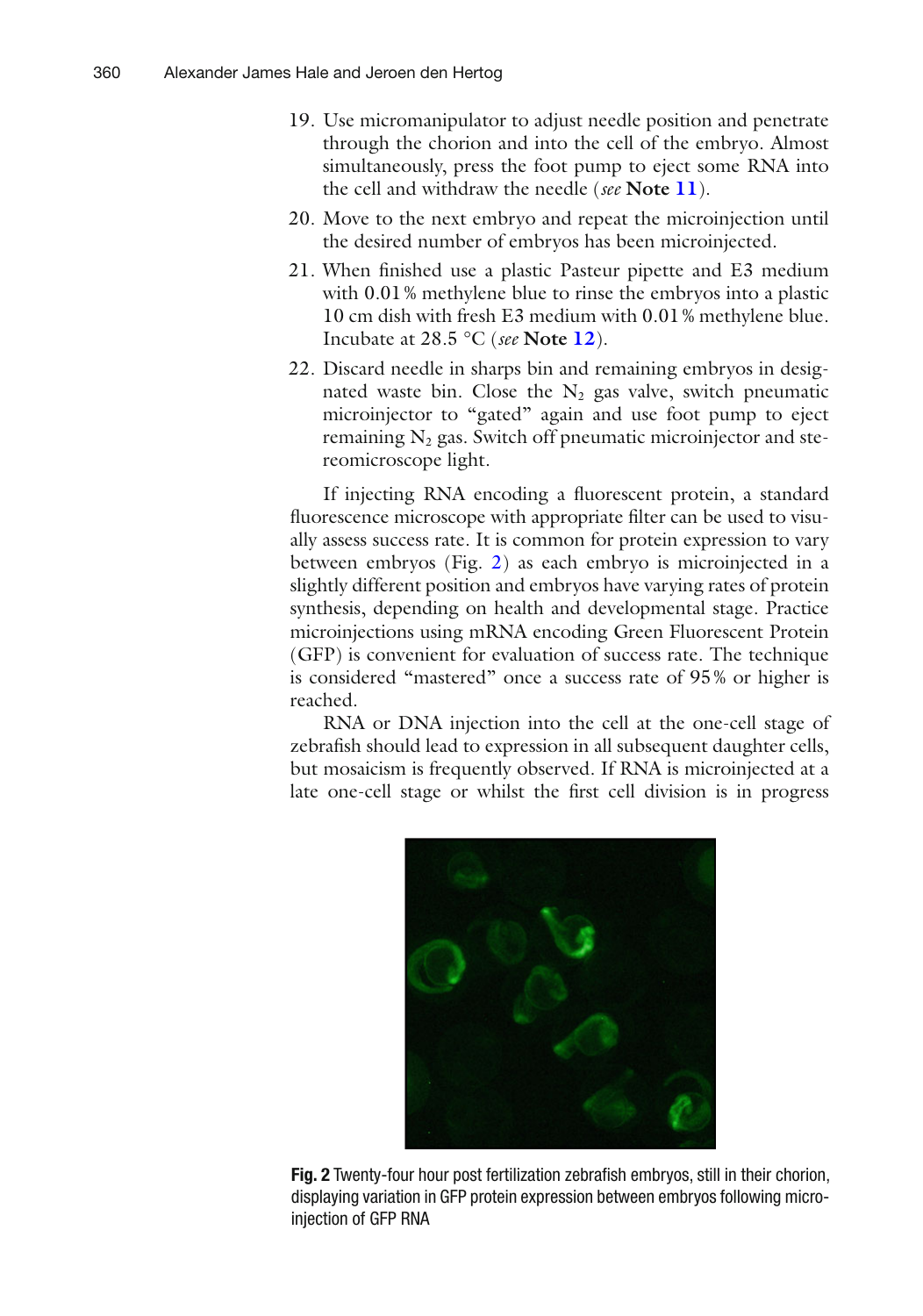19. Use micromanipulator to adjust needle position and penetrate through the chorion and into the cell of the embryo. Almost simultaneously, press the foot pump to eject some RNA into the cell and withdraw the needle (*see* **Note 11**).
20. Move to the next embryo and repeat the microinjection until the desired number of embryos has been microinjected.
21. When finished use a plastic Pasteur pipette and E3 medium with 0.01 % methylene blue to rinse the embryos into a plastic 10 cm dish with fresh E3 medium with 0.01 % methylene blue. Incubate at 28.5 °C (*see* **Note 12**).
22. Discard needle in sharps bin and remaining embryos in designated waste bin. Close the $N_2$ gas valve, switch pneumatic microinjector to "gated" again and use foot pump to eject remaining $N_2$ gas. Switch off pneumatic microinjector and stereomicroscope light.

If injecting RNA encoding a fluorescent protein, a standard fluorescence microscope with appropriate filter can be used to visually assess success rate. It is common for protein expression to vary between embryos (Fig. 2) as each embryo is microinjected in a slightly different position and embryos have varying rates of protein synthesis, depending on health and developmental stage. Practice microinjections using mRNA encoding Green Fluorescent Protein (GFP) is convenient for evaluation of success rate. The technique is considered "mastered" once a success rate of 95 % or higher is reached.

RNA or DNA injection into the cell at the one-cell stage of zebrafish should lead to expression in all subsequent daughter cells, but mosaicism is frequently observed. If RNA is microinjected at a late one-cell stage or whilst the first cell division is in progress

**Fig. 2** Twenty-four hour post fertilization zebrafish embryos, still in their chorion, displaying variation in GFP protein expression between embryos following microinjection of GFP RNA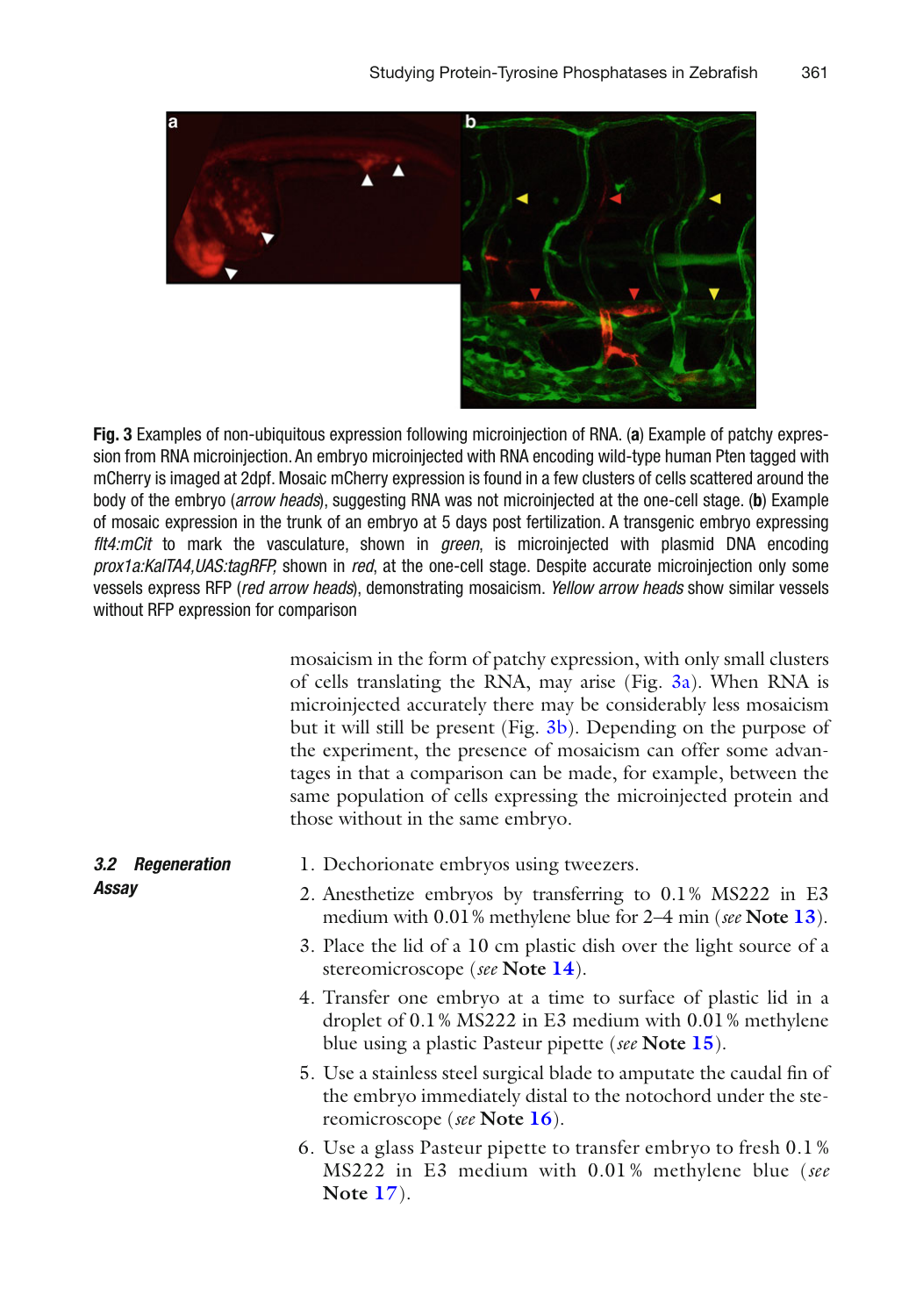**Fig. 3** Examples of non-ubiquitous expression following microinjection of RNA. (**a**) Example of patchy expression from RNA microinjection. An embryo microinjected with RNA encoding wild-type human Pten tagged with mCherry is imaged at 2dpf. Mosaic mCherry expression is found in a few clusters of cells scattered around the body of the embryo (*arrow heads*), suggesting RNA was not microinjected at the one-cell stage. (**b**) Example of mosaic expression in the trunk of an embryo at 5 days post fertilization. A transgenic embryo expressing *flt4:mCit* to mark the vasculature, shown in *green*, is microinjected with plasmid DNA encoding *prox1a:KalTA4,UAS:tagRFP*, shown in *red*, at the one-cell stage. Despite accurate microinjection only some vessels express RFP (*red arrow heads*), demonstrating mosaicism. *Yellow arrow heads* show similar vessels without RFP expression for comparison

mosaicism in the form of patchy expression, with only small clusters of cells translating the RNA, may arise (Fig. 3a). When RNA is microinjected accurately there may be considerably less mosaicism but it will still be present (Fig. 3b). Depending on the purpose of the experiment, the presence of mosaicism can offer some advantages in that a comparison can be made, for example, between the same population of cells expressing the microinjected protein and those without in the same embryo.

### 3.2 Regeneration Assay

1. Dechorionate embryos using tweezers.
2. Anesthetize embryos by transferring to 0.1% MS222 in E3 medium with 0.01% methylene blue for 2–4 min (*see* **Note 13**).
3. Place the lid of a 10 cm plastic dish over the light source of a stereomicroscope (*see* **Note 14**).
4. Transfer one embryo at a time to surface of plastic lid in a droplet of 0.1% MS222 in E3 medium with 0.01% methylene blue using a plastic Pasteur pipette (*see* **Note 15**).
5. Use a stainless steel surgical blade to amputate the caudal fin of the embryo immediately distal to the notochord under the stereomicroscope (*see* **Note 16**).
6. Use a glass Pasteur pipette to transfer embryo to fresh 0.1% MS222 in E3 medium with 0.01% methylene blue (*see* **Note 17**).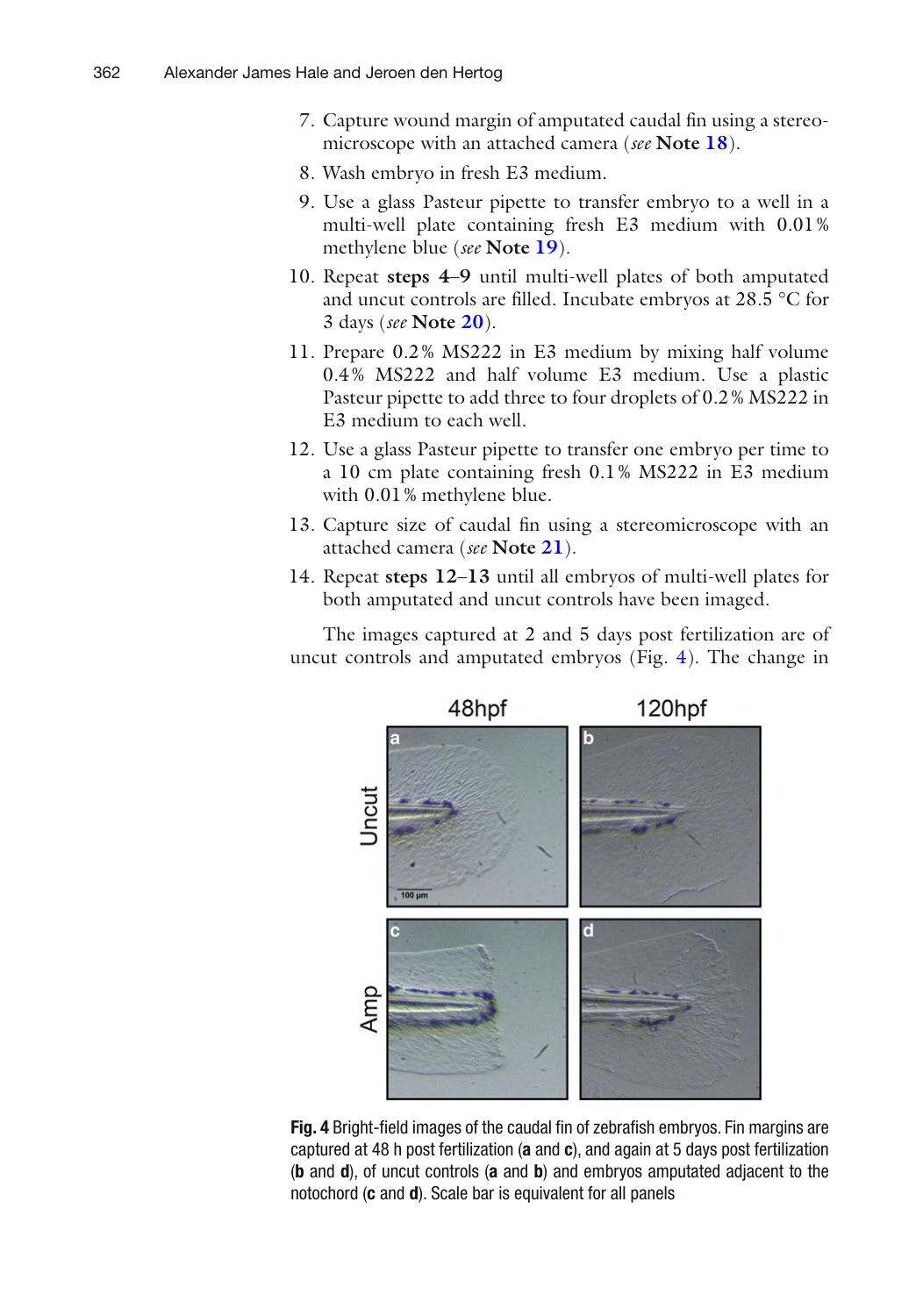7. Capture wound margin of amputated caudal fin using a stereomicroscope with an attached camera (*see* **Note 18**).
8. Wash embryo in fresh E3 medium.
9. Use a glass Pasteur pipette to transfer embryo to a well in a multi-well plate containing fresh E3 medium with 0.01 % methylene blue (*see* **Note 19**).
10. Repeat **steps 4–9** until multi-well plates of both amputated and uncut controls are filled. Incubate embryos at 28.5 °C for 3 days (*see* **Note 20**).
11. Prepare 0.2 % MS222 in E3 medium by mixing half volume 0.4 % MS222 and half volume E3 medium. Use a plastic Pasteur pipette to add three to four droplets of 0.2 % MS222 in E3 medium to each well.
12. Use a glass Pasteur pipette to transfer one embryo per time to a 10 cm plate containing fresh 0.1 % MS222 in E3 medium with 0.01 % methylene blue.
13. Capture size of caudal fin using a stereomicroscope with an attached camera (*see* **Note 21**).
14. Repeat **steps 12–13** until all embryos of multi-well plates for both amputated and uncut controls have been imaged.

The images captured at 2 and 5 days post fertilization are of uncut controls and amputated embryos (Fig. 4). The change in

**Fig. 4** Bright-field images of the caudal fin of zebrafish embryos. Fin margins are captured at 48 h post fertilization (**a** and **c**), and again at 5 days post fertilization (**b** and **d**), of uncut controls (**a** and **b**) and embryos amputated adjacent to the notochord (**c** and **d**). Scale bar is equivalent for all panels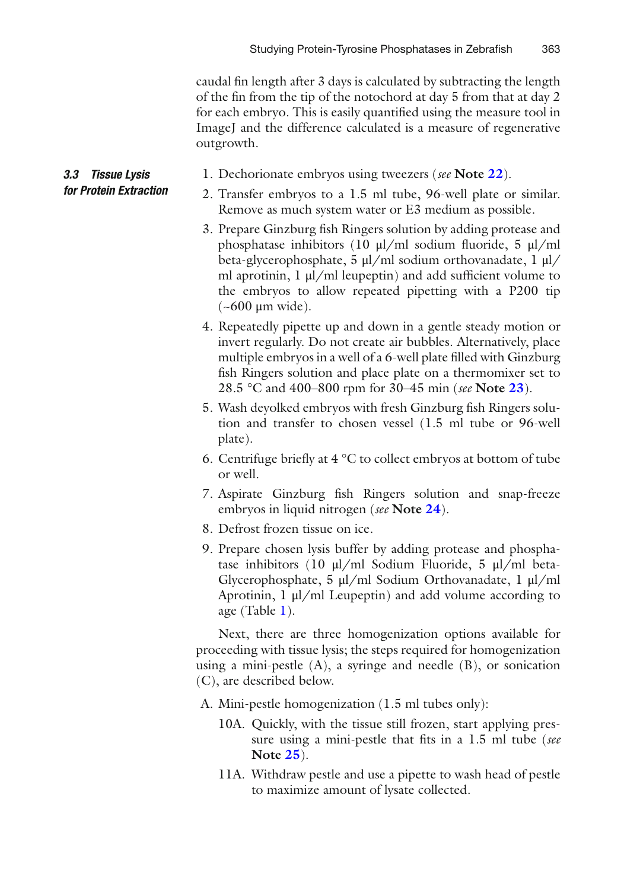caudal fin length after 3 days is calculated by subtracting the length of the fin from the tip of the notochord at day 5 from that at day 2 for each embryo. This is easily quantified using the measure tool in ImageJ and the difference calculated is a measure of regenerative outgrowth.

### 3.3 Tissue Lysis for Protein Extraction

1. Dechorionate embryos using tweezers (*see* **Note 22**).
2. Transfer embryos to a 1.5 ml tube, 96-well plate or similar. Remove as much system water or E3 medium as possible.
3. Prepare Ginzburg fish Ringers solution by adding protease and phosphatase inhibitors (10 μl/ml sodium fluoride, 5 μl/ml beta-glycerophosphate, 5 μl/ml sodium orthovanadate, 1 μl/ml aprotinin, 1 μl/ml leupeptin) and add sufficient volume to the embryos to allow repeated pipetting with a P200 tip (~600 μm wide).
4. Repeatedly pipette up and down in a gentle steady motion or invert regularly. Do not create air bubbles. Alternatively, place multiple embryos in a well of a 6-well plate filled with Ginzburg fish Ringers solution and place plate on a thermomixer set to 28.5 °C and 400–800 rpm for 30–45 min (*see* **Note 23**).
5. Wash deyolked embryos with fresh Ginzburg fish Ringers solution and transfer to chosen vessel (1.5 ml tube or 96-well plate).
6. Centrifuge briefly at 4 °C to collect embryos at bottom of tube or well.
7. Aspirate Ginzburg fish Ringers solution and snap-freeze embryos in liquid nitrogen (*see* **Note 24**).
8. Defrost frozen tissue on ice.
9. Prepare chosen lysis buffer by adding protease and phosphatase inhibitors (10 μl/ml Sodium Fluoride, 5 μl/ml beta-Glycerophosphate, 5 μl/ml Sodium Orthovanadate, 1 μl/ml Aprotinin, 1 μl/ml Leupeptin) and add volume according to age (Table 1).

Next, there are three homogenization options available for proceeding with tissue lysis; the steps required for homogenization using a mini-pestle (A), a syringe and needle (B), or sonication (C), are described below.

A. Mini-pestle homogenization (1.5 ml tubes only):

10A. Quickly, with the tissue still frozen, start applying pressure using a mini-pestle that fits in a 1.5 ml tube (*see* **Note 25**).

11A. Withdraw pestle and use a pipette to wash head of pestle to maximize amount of lysate collected.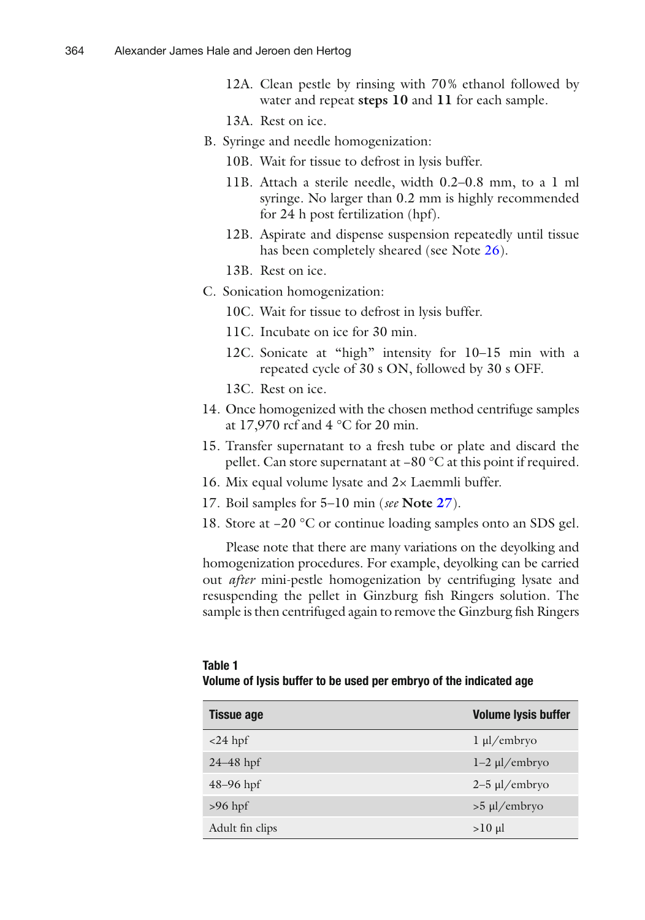12A. Clean pestle by rinsing with 70% ethanol followed by water and repeat **steps 10** and **11** for each sample.

13A. Rest on ice.

B. Syringe and needle homogenization:

10B. Wait for tissue to defrost in lysis buffer.

11B. Attach a sterile needle, width 0.2–0.8 mm, to a 1 ml syringe. No larger than 0.2 mm is highly recommended for 24 h post fertilization (hpf).

12B. Aspirate and dispense suspension repeatedly until tissue has been completely sheared (see Note 26).

13B. Rest on ice.

C. Sonication homogenization:

10C. Wait for tissue to defrost in lysis buffer.

11C. Incubate on ice for 30 min.

12C. Sonicate at "high" intensity for 10–15 min with a repeated cycle of 30 s ON, followed by 30 s OFF.

13C. Rest on ice.

14. Once homogenized with the chosen method centrifuge samples at 17,970 rcf and 4 °C for 20 min.
15. Transfer supernatant to a fresh tube or plate and discard the pellet. Can store supernatant at −80 °C at this point if required.
16. Mix equal volume lysate and 2× Laemmli buffer.
17. Boil samples for 5–10 min (*see* **Note 27**).
18. Store at −20 °C or continue loading samples onto an SDS gel.

Please note that there are many variations on the deyolking and homogenization procedures. For example, deyolking can be carried out *after* mini-pestle homogenization by centrifuging lysate and resuspending the pellet in Ginzburg fish Ringers solution. The sample is then centrifuged again to remove the Ginzburg fish Ringers

**Table 1**
**Volume of lysis buffer to be used per embryo of the indicated age**

| Tissue age | Volume lysis buffer |
|---|---|
| <24 hpf | 1 μl/embryo |
| 24–48 hpf | 1–2 μl/embryo |
| 48–96 hpf | 2–5 μl/embryo |
| >96 hpf | >5 μl/embryo |
| Adult fin clips | >10 μl |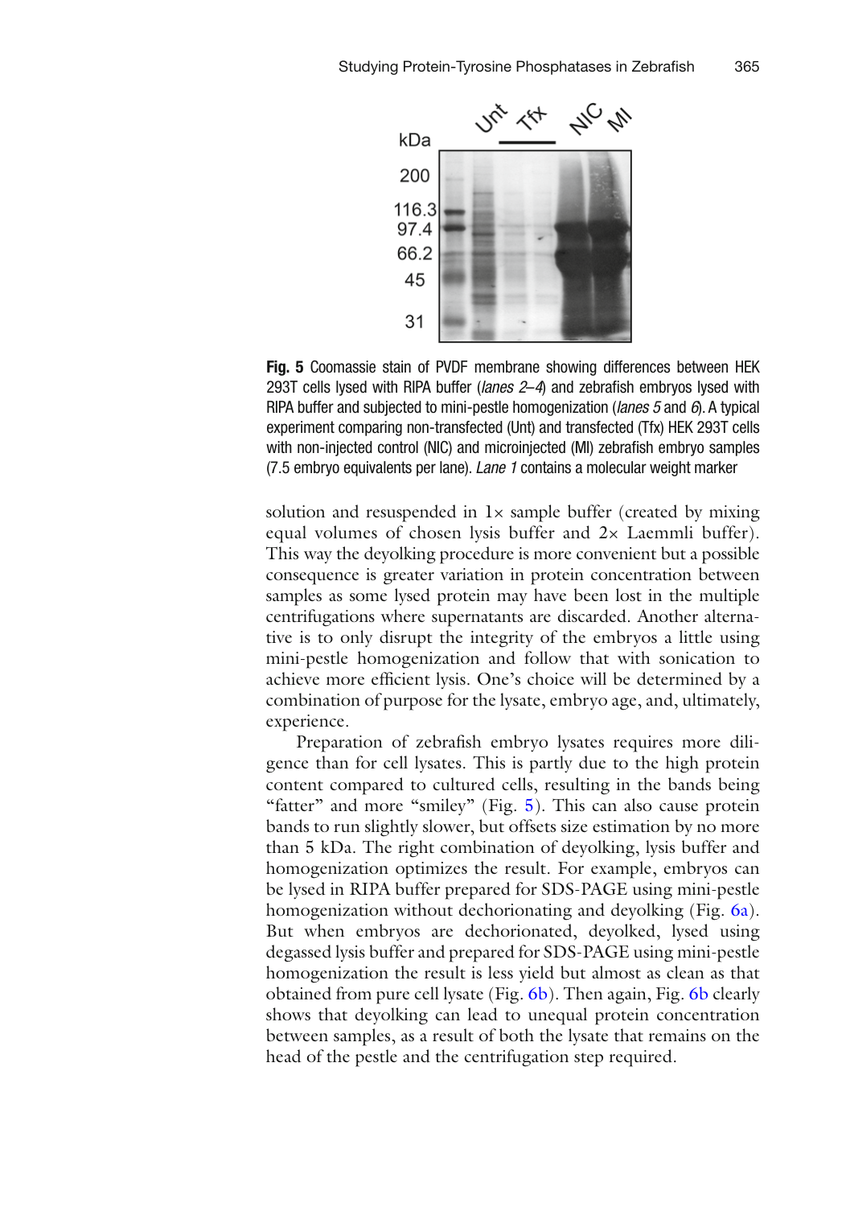**Fig. 5** Coomassie stain of PVDF membrane showing differences between HEK 293T cells lysed with RIPA buffer (*lanes 2–4*) and zebrafish embryos lysed with RIPA buffer and subjected to mini-pestle homogenization (*lanes 5* and *6*). A typical experiment comparing non-transfected (Unt) and transfected (Tfx) HEK 293T cells with non-injected control (NIC) and microinjected (MI) zebrafish embryo samples (7.5 embryo equivalents per lane). *Lane 1* contains a molecular weight marker

solution and resuspended in 1× sample buffer (created by mixing equal volumes of chosen lysis buffer and 2× Laemmli buffer). This way the deyolking procedure is more convenient but a possible consequence is greater variation in protein concentration between samples as some lysed protein may have been lost in the multiple centrifugations where supernatants are discarded. Another alternative is to only disrupt the integrity of the embryos a little using mini-pestle homogenization and follow that with sonication to achieve more efficient lysis. One's choice will be determined by a combination of purpose for the lysate, embryo age, and, ultimately, experience.

Preparation of zebrafish embryo lysates requires more diligence than for cell lysates. This is partly due to the high protein content compared to cultured cells, resulting in the bands being "fatter" and more "smiley" (Fig. 5). This can also cause protein bands to run slightly slower, but offsets size estimation by no more than 5 kDa. The right combination of deyolking, lysis buffer and homogenization optimizes the result. For example, embryos can be lysed in RIPA buffer prepared for SDS-PAGE using mini-pestle homogenization without dechorionating and deyolking (Fig. 6a). But when embryos are dechorionated, deyolked, lysed using degassed lysis buffer and prepared for SDS-PAGE using mini-pestle homogenization the result is less yield but almost as clean as that obtained from pure cell lysate (Fig. 6b). Then again, Fig. 6b clearly shows that deyolking can lead to unequal protein concentration between samples, as a result of both the lysate that remains on the head of the pestle and the centrifugation step required.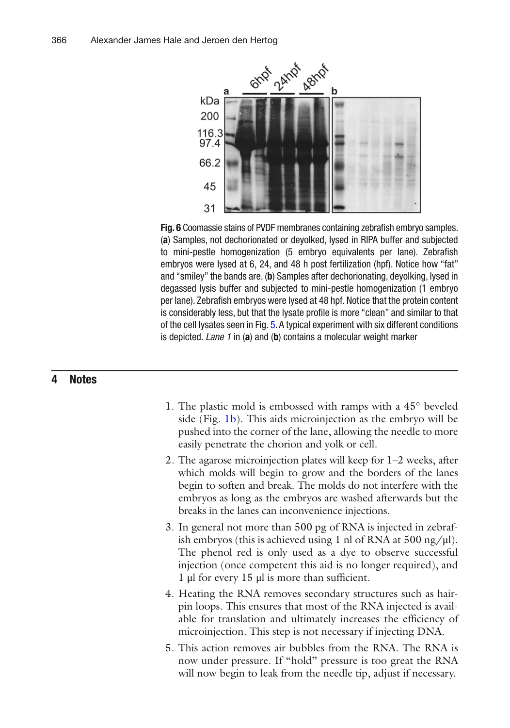**Fig. 6** Coomassie stains of PVDF membranes containing zebrafish embryo samples. (**a**) Samples, not dechorionated or deyolked, lysed in RIPA buffer and subjected to mini-pestle homogenization (5 embryo equivalents per lane). Zebrafish embryos were lysed at 6, 24, and 48 h post fertilization (hpf). Notice how "fat" and "smiley" the bands are. (**b**) Samples after dechorionating, deyolking, lysed in degassed lysis buffer and subjected to mini-pestle homogenization (1 embryo per lane). Zebrafish embryos were lysed at 48 hpf. Notice that the protein content is considerably less, but that the lysate profile is more "clean" and similar to that of the cell lysates seen in Fig. 5. A typical experiment with six different conditions is depicted. *Lane 1* in (**a**) and (**b**) contains a molecular weight marker

## 4 Notes

1. The plastic mold is embossed with ramps with a 45° beveled side (Fig. 1b). This aids microinjection as the embryo will be pushed into the corner of the lane, allowing the needle to more easily penetrate the chorion and yolk or cell.
2. The agarose microinjection plates will keep for 1–2 weeks, after which molds will begin to grow and the borders of the lanes begin to soften and break. The molds do not interfere with the embryos as long as the embryos are washed afterwards but the breaks in the lanes can inconvenience injections.
3. In general not more than 500 pg of RNA is injected in zebrafish embryos (this is achieved using 1 nl of RNA at 500 ng/μl). The phenol red is only used as a dye to observe successful injection (once competent this aid is no longer required), and 1 μl for every 15 μl is more than sufficient.
4. Heating the RNA removes secondary structures such as hairpin loops. This ensures that most of the RNA injected is available for translation and ultimately increases the efficiency of microinjection. This step is not necessary if injecting DNA.
5. This action removes air bubbles from the RNA. The RNA is now under pressure. If "hold" pressure is too great the RNA will now begin to leak from the needle tip, adjust if necessary.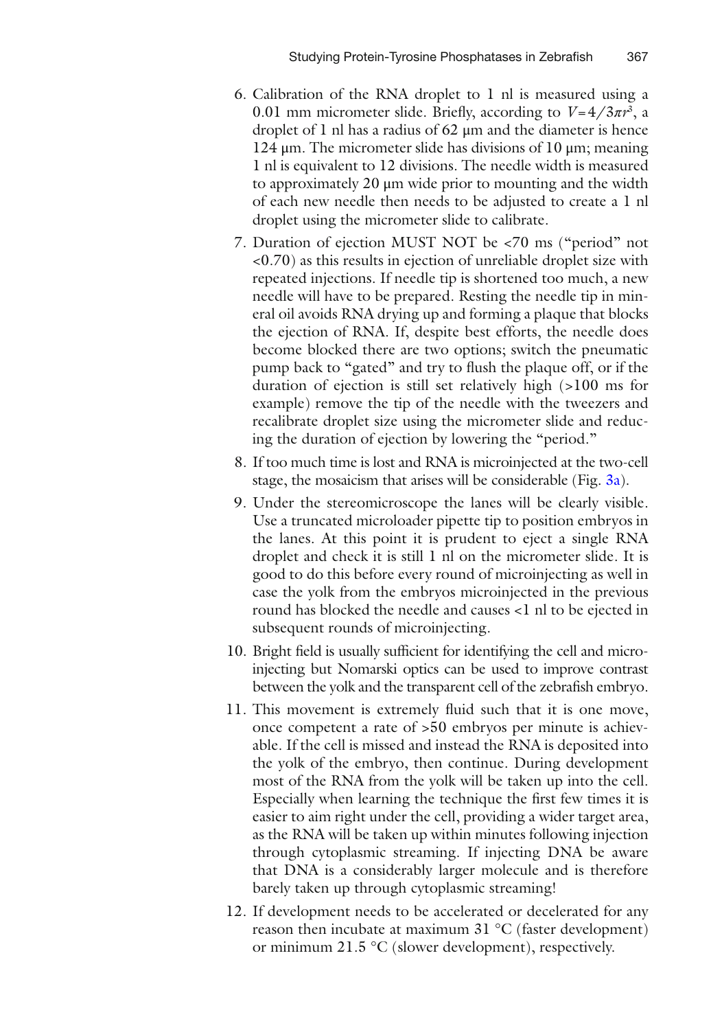6. Calibration of the RNA droplet to 1 nl is measured using a 0.01 mm micrometer slide. Briefly, according to $V = 4/3\pi r^3$, a droplet of 1 nl has a radius of 62 μm and the diameter is hence 124 μm. The micrometer slide has divisions of 10 μm; meaning 1 nl is equivalent to 12 divisions. The needle width is measured to approximately 20 μm wide prior to mounting and the width of each new needle then needs to be adjusted to create a 1 nl droplet using the micrometer slide to calibrate.
7. Duration of ejection MUST NOT be <70 ms ("period" not <0.70) as this results in ejection of unreliable droplet size with repeated injections. If needle tip is shortened too much, a new needle will have to be prepared. Resting the needle tip in mineral oil avoids RNA drying up and forming a plaque that blocks the ejection of RNA. If, despite best efforts, the needle does become blocked there are two options; switch the pneumatic pump back to "gated" and try to flush the plaque off, or if the duration of ejection is still set relatively high (>100 ms for example) remove the tip of the needle with the tweezers and recalibrate droplet size using the micrometer slide and reducing the duration of ejection by lowering the "period."
8. If too much time is lost and RNA is microinjected at the two-cell stage, the mosaicism that arises will be considerable (Fig. 3a).
9. Under the stereomicroscope the lanes will be clearly visible. Use a truncated microloader pipette tip to position embryos in the lanes. At this point it is prudent to eject a single RNA droplet and check it is still 1 nl on the micrometer slide. It is good to do this before every round of microinjecting as well in case the yolk from the embryos microinjected in the previous round has blocked the needle and causes <1 nl to be ejected in subsequent rounds of microinjecting.
10. Bright field is usually sufficient for identifying the cell and microinjecting but Nomarski optics can be used to improve contrast between the yolk and the transparent cell of the zebrafish embryo.
11. This movement is extremely fluid such that it is one move, once competent a rate of >50 embryos per minute is achievable. If the cell is missed and instead the RNA is deposited into the yolk of the embryo, then continue. During development most of the RNA from the yolk will be taken up into the cell. Especially when learning the technique the first few times it is easier to aim right under the cell, providing a wider target area, as the RNA will be taken up within minutes following injection through cytoplasmic streaming. If injecting DNA be aware that DNA is a considerably larger molecule and is therefore barely taken up through cytoplasmic streaming!
12. If development needs to be accelerated or decelerated for any reason then incubate at maximum 31 °C (faster development) or minimum 21.5 °C (slower development), respectively.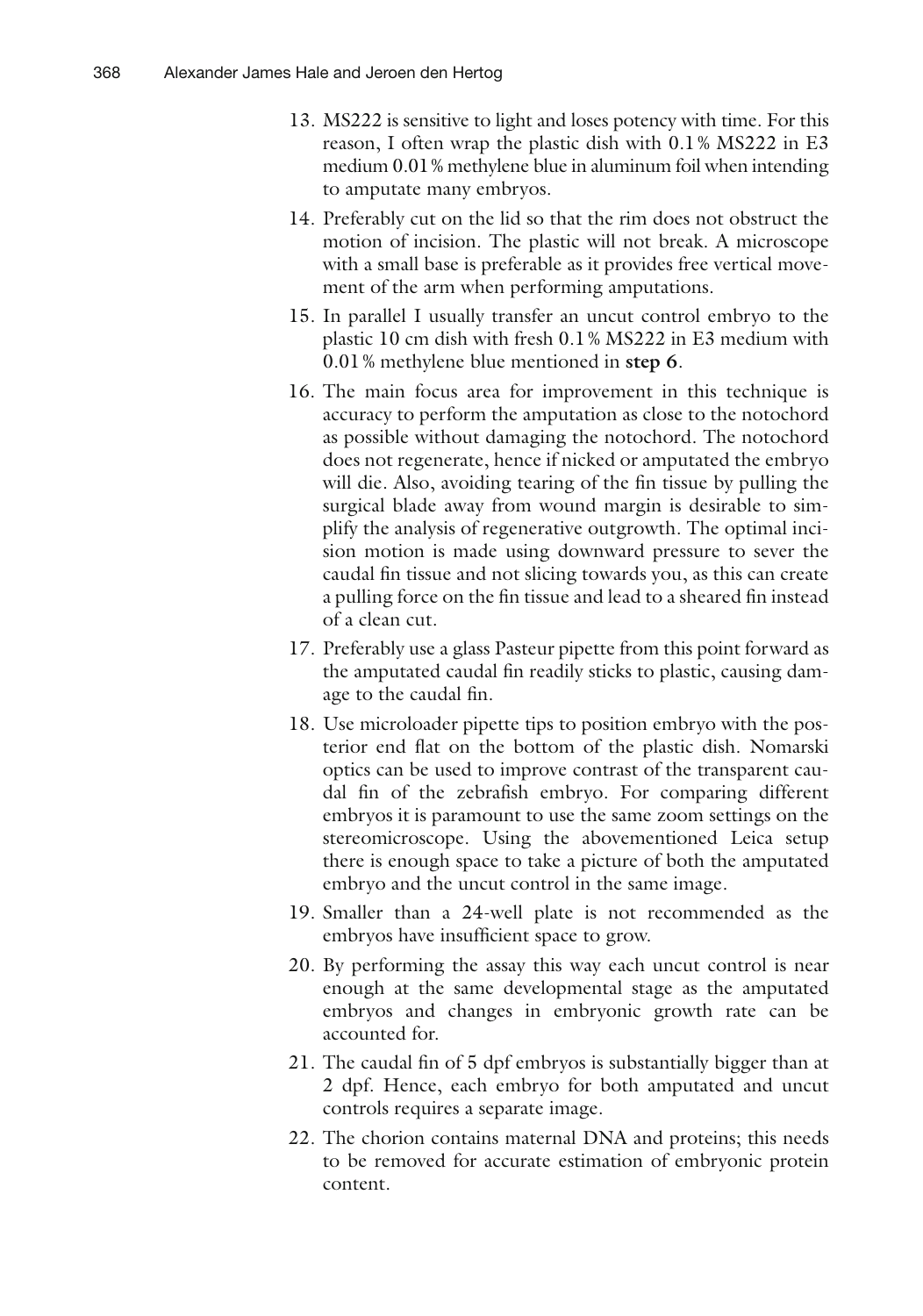13. MS222 is sensitive to light and loses potency with time. For this reason, I often wrap the plastic dish with 0.1% MS222 in E3 medium 0.01% methylene blue in aluminum foil when intending to amputate many embryos.
14. Preferably cut on the lid so that the rim does not obstruct the motion of incision. The plastic will not break. A microscope with a small base is preferable as it provides free vertical movement of the arm when performing amputations.
15. In parallel I usually transfer an uncut control embryo to the plastic 10 cm dish with fresh 0.1% MS222 in E3 medium with 0.01% methylene blue mentioned in **step 6**.
16. The main focus area for improvement in this technique is accuracy to perform the amputation as close to the notochord as possible without damaging the notochord. The notochord does not regenerate, hence if nicked or amputated the embryo will die. Also, avoiding tearing of the fin tissue by pulling the surgical blade away from wound margin is desirable to simplify the analysis of regenerative outgrowth. The optimal incision motion is made using downward pressure to sever the caudal fin tissue and not slicing towards you, as this can create a pulling force on the fin tissue and lead to a sheared fin instead of a clean cut.
17. Preferably use a glass Pasteur pipette from this point forward as the amputated caudal fin readily sticks to plastic, causing damage to the caudal fin.
18. Use microloader pipette tips to position embryo with the posterior end flat on the bottom of the plastic dish. Nomarski optics can be used to improve contrast of the transparent caudal fin of the zebrafish embryo. For comparing different embryos it is paramount to use the same zoom settings on the stereomicroscope. Using the abovementioned Leica setup there is enough space to take a picture of both the amputated embryo and the uncut control in the same image.
19. Smaller than a 24-well plate is not recommended as the embryos have insufficient space to grow.
20. By performing the assay this way each uncut control is near enough at the same developmental stage as the amputated embryos and changes in embryonic growth rate can be accounted for.
21. The caudal fin of 5 dpf embryos is substantially bigger than at 2 dpf. Hence, each embryo for both amputated and uncut controls requires a separate image.
22. The chorion contains maternal DNA and proteins; this needs to be removed for accurate estimation of embryonic protein content.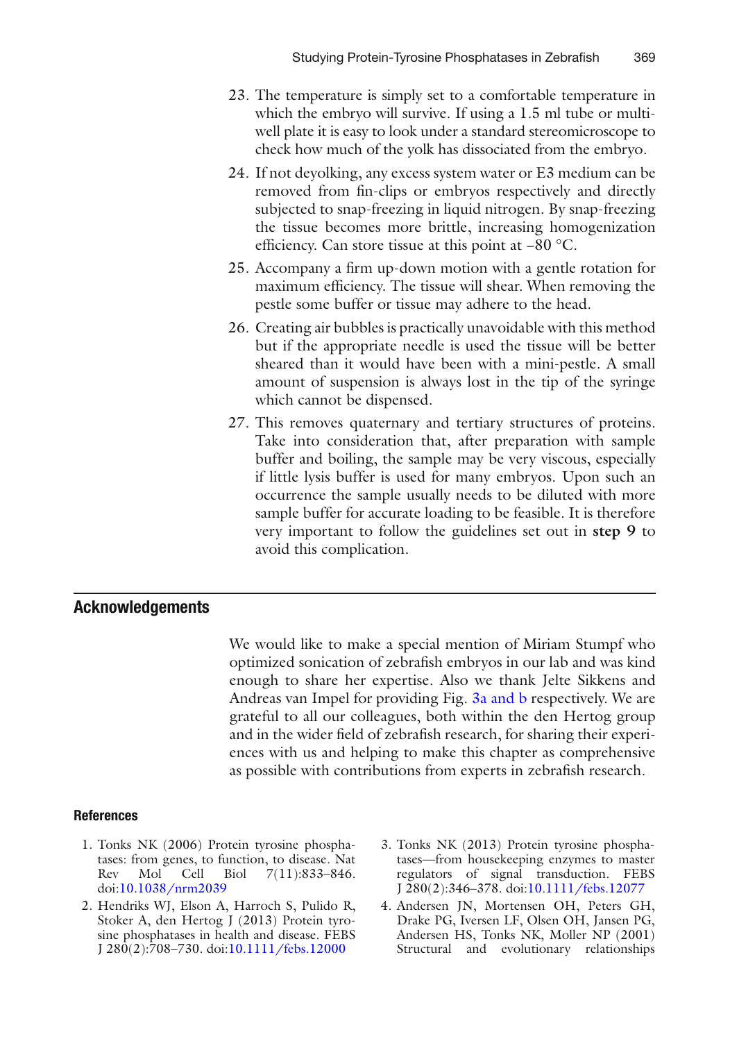23. The temperature is simply set to a comfortable temperature in which the embryo will survive. If using a 1.5 ml tube or multi-well plate it is easy to look under a standard stereomicroscope to check how much of the yolk has dissociated from the embryo.
24. If not deyolking, any excess system water or E3 medium can be removed from fin-clips or embryos respectively and directly subjected to snap-freezing in liquid nitrogen. By snap-freezing the tissue becomes more brittle, increasing homogenization efficiency. Can store tissue at this point at −80 °C.
25. Accompany a firm up-down motion with a gentle rotation for maximum efficiency. The tissue will shear. When removing the pestle some buffer or tissue may adhere to the head.
26. Creating air bubbles is practically unavoidable with this method but if the appropriate needle is used the tissue will be better sheared than it would have been with a mini-pestle. A small amount of suspension is always lost in the tip of the syringe which cannot be dispensed.
27. This removes quaternary and tertiary structures of proteins. Take into consideration that, after preparation with sample buffer and boiling, the sample may be very viscous, especially if little lysis buffer is used for many embryos. Upon such an occurrence the sample usually needs to be diluted with more sample buffer for accurate loading to be feasible. It is therefore very important to follow the guidelines set out in **step 9** to avoid this complication.

## Acknowledgements

We would like to make a special mention of Miriam Stumpf who optimized sonication of zebrafish embryos in our lab and was kind enough to share her expertise. Also we thank Jelte Sikkens and Andreas van Impel for providing Fig. 3a and b respectively. We are grateful to all our colleagues, both within the den Hertog group and in the wider field of zebrafish research, for sharing their experiences with us and helping to make this chapter as comprehensive as possible with contributions from experts in zebrafish research.

### References

1. Tonks NK (2006) Protein tyrosine phosphatases: from genes, to function, to disease. Nat Rev Mol Cell Biol 7(11):833–846. doi:10.1038/nrm2039
2. Hendriks WJ, Elson A, Harroch S, Pulido R, Stoker A, den Hertog J (2013) Protein tyrosine phosphatases in health and disease. FEBS J 280(2):708–730. doi:10.1111/febs.12000
3. Tonks NK (2013) Protein tyrosine phosphatases—from housekeeping enzymes to master regulators of signal transduction. FEBS J 280(2):346–378. doi:10.1111/febs.12077
4. Andersen JN, Mortensen OH, Peters GH, Drake PG, Iversen LF, Olsen OH, Jansen PG, Andersen HS, Tonks NK, Moller NP (2001) Structural and evolutionary relationships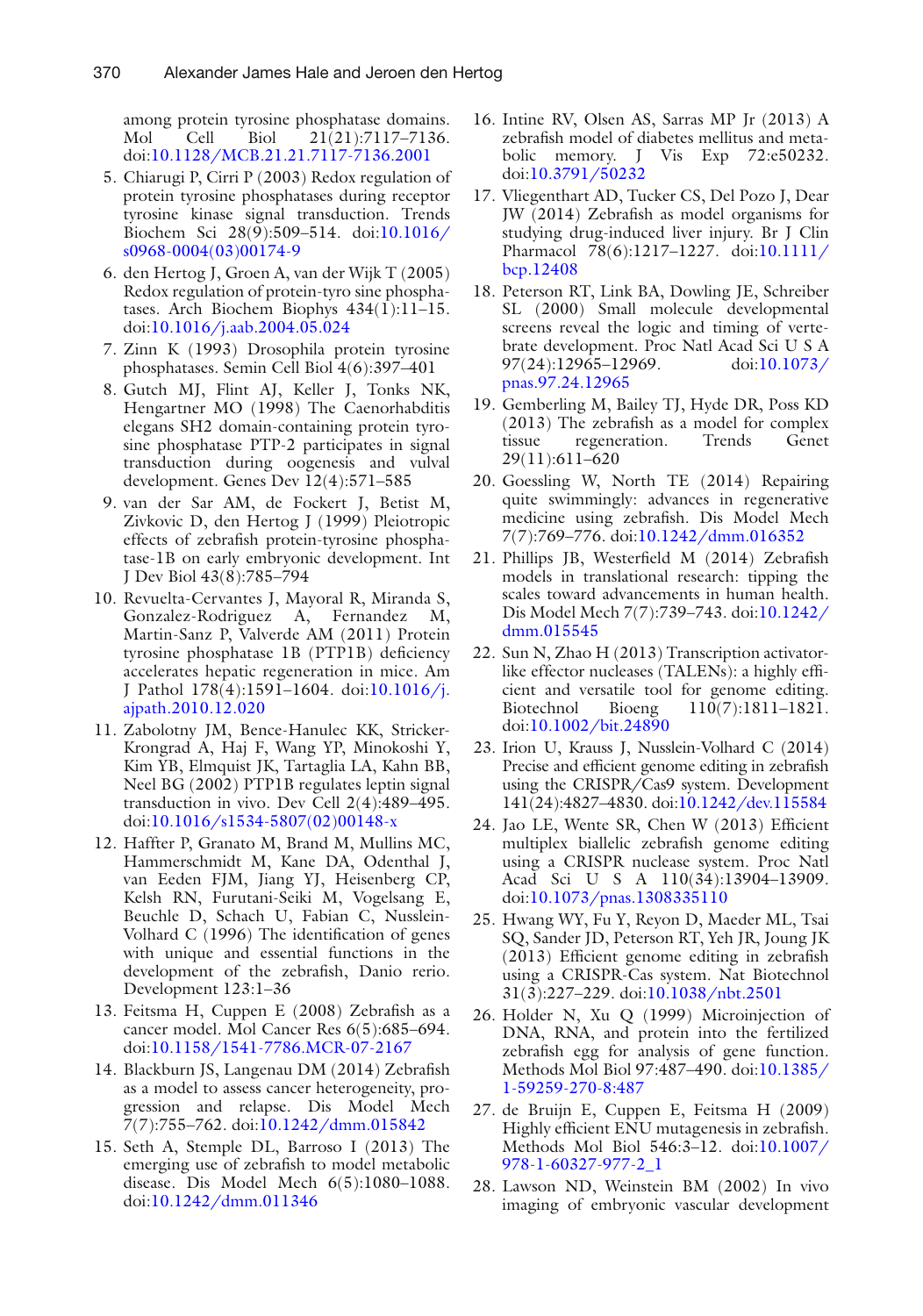among protein tyrosine phosphatase domains. Mol Cell Biol 21(21):7117–7136. doi:10.1128/MCB.21.21.7117-7136.2001

5. Chiarugi P, Cirri P (2003) Redox regulation of protein tyrosine phosphatases during receptor tyrosine kinase signal transduction. Trends Biochem Sci 28(9):509–514. doi:10.1016/s0968-0004(03)00174-9
6. den Hertog J, Groen A, van der Wijk T (2005) Redox regulation of protein-tyro sine phosphatases. Arch Biochem Biophys 434(1):11–15. doi:10.1016/j.aab.2004.05.024
7. Zinn K (1993) Drosophila protein tyrosine phosphatases. Semin Cell Biol 4(6):397–401
8. Gutch MJ, Flint AJ, Keller J, Tonks NK, Hengartner MO (1998) The Caenorhabditis elegans SH2 domain-containing protein tyrosine phosphatase PTP-2 participates in signal transduction during oogenesis and vulval development. Genes Dev 12(4):571–585
9. van der Sar AM, de Fockert J, Betist M, Zivkovic D, den Hertog J (1999) Pleiotropic effects of zebrafish protein-tyrosine phosphatase-1B on early embryonic development. Int J Dev Biol 43(8):785–794
10. Revuelta-Cervantes J, Mayoral R, Miranda S, Gonzalez-Rodriguez A, Fernandez M, Martin-Sanz P, Valverde AM (2011) Protein tyrosine phosphatase 1B (PTP1B) deficiency accelerates hepatic regeneration in mice. Am J Pathol 178(4):1591–1604. doi:10.1016/j.ajpath.2010.12.020
11. Zabolotny JM, Bence-Hanulec KK, Stricker-Krongrad A, Haj F, Wang YP, Minokoshi Y, Kim YB, Elmquist JK, Tartaglia LA, Kahn BB, Neel BG (2002) PTP1B regulates leptin signal transduction in vivo. Dev Cell 2(4):489–495. doi:10.1016/s1534-5807(02)00148-x
12. Haffter P, Granato M, Brand M, Mullins MC, Hammerschmidt M, Kane DA, Odenthal J, van Eeden FJM, Jiang YJ, Heisenberg CP, Kelsh RN, Furutani-Seiki M, Vogelsang E, Beuchle D, Schach U, Fabian C, Nusslein-Volhard C (1996) The identification of genes with unique and essential functions in the development of the zebrafish, Danio rerio. Development 123:1–36
13. Feitsma H, Cuppen E (2008) Zebrafish as a cancer model. Mol Cancer Res 6(5):685–694. doi:10.1158/1541-7786.MCR-07-2167
14. Blackburn JS, Langenau DM (2014) Zebrafish as a model to assess cancer heterogeneity, progression and relapse. Dis Model Mech 7(7):755–762. doi:10.1242/dmm.015842
15. Seth A, Stemple DL, Barroso I (2013) The emerging use of zebrafish to model metabolic disease. Dis Model Mech 6(5):1080–1088. doi:10.1242/dmm.011346
16. Intine RV, Olsen AS, Sarras MP Jr (2013) A zebrafish model of diabetes mellitus and metabolic memory. J Vis Exp 72:e50232. doi:10.3791/50232
17. Vliegenthart AD, Tucker CS, Del Pozo J, Dear JW (2014) Zebrafish as model organisms for studying drug-induced liver injury. Br J Clin Pharmacol 78(6):1217–1227. doi:10.1111/bcp.12408
18. Peterson RT, Link BA, Dowling JE, Schreiber SL (2000) Small molecule developmental screens reveal the logic and timing of vertebrate development. Proc Natl Acad Sci U S A 97(24):12965–12969. doi:10.1073/pnas.97.24.12965
19. Gemberling M, Bailey TJ, Hyde DR, Poss KD (2013) The zebrafish as a model for complex tissue regeneration. Trends Genet 29(11):611–620
20. Goessling W, North TE (2014) Repairing quite swimmingly: advances in regenerative medicine using zebrafish. Dis Model Mech 7(7):769–776. doi:10.1242/dmm.016352
21. Phillips JB, Westerfield M (2014) Zebrafish models in translational research: tipping the scales toward advancements in human health. Dis Model Mech 7(7):739–743. doi:10.1242/dmm.015545
22. Sun N, Zhao H (2013) Transcription activator-like effector nucleases (TALENs): a highly efficient and versatile tool for genome editing. Biotechnol Bioeng 110(7):1811–1821. doi:10.1002/bit.24890
23. Irion U, Krauss J, Nusslein-Volhard C (2014) Precise and efficient genome editing in zebrafish using the CRISPR/Cas9 system. Development 141(24):4827–4830. doi:10.1242/dev.115584
24. Jao LE, Wente SR, Chen W (2013) Efficient multiplex biallelic zebrafish genome editing using a CRISPR nuclease system. Proc Natl Acad Sci U S A 110(34):13904–13909. doi:10.1073/pnas.1308335110
25. Hwang WY, Fu Y, Reyon D, Maeder ML, Tsai SQ, Sander JD, Peterson RT, Yeh JR, Joung JK (2013) Efficient genome editing in zebrafish using a CRISPR-Cas system. Nat Biotechnol 31(3):227–229. doi:10.1038/nbt.2501
26. Holder N, Xu Q (1999) Microinjection of DNA, RNA, and protein into the fertilized zebrafish egg for analysis of gene function. Methods Mol Biol 97:487–490. doi:10.1385/1-59259-270-8:487
27. de Bruijn E, Cuppen E, Feitsma H (2009) Highly efficient ENU mutagenesis in zebrafish. Methods Mol Biol 546:3–12. doi:10.1007/978-1-60327-977-2_1
28. Lawson ND, Weinstein BM (2002) In vivo imaging of embryonic vascular development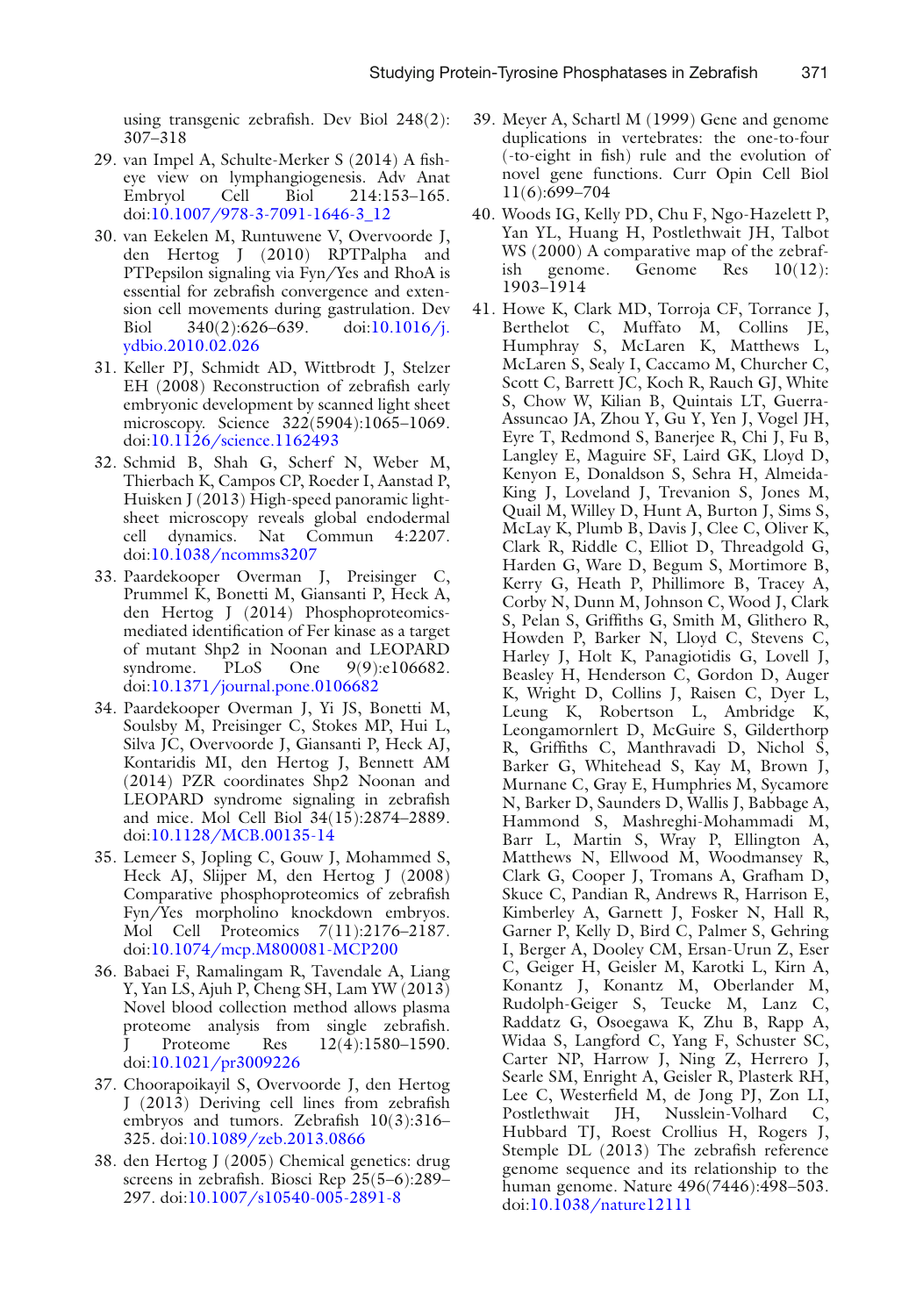using transgenic zebrafish. Dev Biol 248(2): 307–318

29. van Impel A, Schulte-Merker S (2014) A fish-eye view on lymphangiogenesis. Adv Anat Embryol Cell Biol 214:153–165. doi:10.1007/978-3-7091-1646-3_12
30. van Eekelen M, Runtuwene V, Overvoorde J, den Hertog J (2010) RPTPalpha and PTPepsilon signaling via Fyn/Yes and RhoA is essential for zebrafish convergence and extension cell movements during gastrulation. Dev Biol 340(2):626–639. doi:10.1016/j.ydbio.2010.02.026
31. Keller PJ, Schmidt AD, Wittbrodt J, Stelzer EH (2008) Reconstruction of zebrafish early embryonic development by scanned light sheet microscopy. Science 322(5904):1065–1069. doi:10.1126/science.1162493
32. Schmid B, Shah G, Scherf N, Weber M, Thierbach K, Campos CP, Roeder I, Aanstad P, Huisken J (2013) High-speed panoramic light-sheet microscopy reveals global endodermal cell dynamics. Nat Commun 4:2207. doi:10.1038/ncomms3207
33. Paardekooper Overman J, Preisinger C, Prummel K, Bonetti M, Giansanti P, Heck A, den Hertog J (2014) Phosphoproteomics-mediated identification of Fer kinase as a target of mutant Shp2 in Noonan and LEOPARD syndrome. PLoS One 9(9):e106682. doi:10.1371/journal.pone.0106682
34. Paardekooper Overman J, Yi JS, Bonetti M, Soulsby M, Preisinger C, Stokes MP, Hui L, Silva JC, Overvoorde J, Giansanti P, Heck AJ, Kontaridis MI, den Hertog J, Bennett AM (2014) PZR coordinates Shp2 Noonan and LEOPARD syndrome signaling in zebrafish and mice. Mol Cell Biol 34(15):2874–2889. doi:10.1128/MCB.00135-14
35. Lemeer S, Jopling C, Gouw J, Mohammed S, Heck AJ, Slijper M, den Hertog J (2008) Comparative phosphoproteomics of zebrafish Fyn/Yes morpholino knockdown embryos. Mol Cell Proteomics 7(11):2176–2187. doi:10.1074/mcp.M800081-MCP200
36. Babaei F, Ramalingam R, Tavendale A, Liang Y, Yan LS, Ajuh P, Cheng SH, Lam YW (2013) Novel blood collection method allows plasma proteome analysis from single zebrafish. J Proteome Res 12(4):1580–1590. doi:10.1021/pr3009226
37. Choorapoikayil S, Overvoorde J, den Hertog J (2013) Deriving cell lines from zebrafish embryos and tumors. Zebrafish 10(3):316–325. doi:10.1089/zeb.2013.0866
38. den Hertog J (2005) Chemical genetics: drug screens in zebrafish. Biosci Rep 25(5–6):289–297. doi:10.1007/s10540-005-2891-8
39. Meyer A, Schartl M (1999) Gene and genome duplications in vertebrates: the one-to-four (-to-eight in fish) rule and the evolution of novel gene functions. Curr Opin Cell Biol 11(6):699–704
40. Woods IG, Kelly PD, Chu F, Ngo-Hazelett P, Yan YL, Huang H, Postlethwait JH, Talbot WS (2000) A comparative map of the zebrafish genome. Genome Res 10(12):1903–1914
41. Howe K, Clark MD, Torroja CF, Torrance J, Berthelot C, Muffato M, Collins JE, Humphray S, McLaren K, Matthews L, McLaren S, Sealy I, Caccamo M, Churcher C, Scott C, Barrett JC, Koch R, Rauch GJ, White S, Chow W, Kilian B, Quintais LT, Guerra-Assuncao JA, Zhou Y, Gu Y, Yen J, Vogel JH, Eyre T, Redmond S, Banerjee R, Chi J, Fu B, Langley E, Maguire SF, Laird GK, Lloyd D, Kenyon E, Donaldson S, Sehra H, Almeida-King J, Loveland J, Trevanion S, Jones M, Quail M, Willey D, Hunt A, Burton J, Sims S, McLay K, Plumb B, Davis J, Clee C, Oliver K, Clark R, Riddle C, Elliot D, Threadgold G, Harden G, Ware D, Begum S, Mortimore B, Kerry G, Heath P, Phillimore B, Tracey A, Corby N, Dunn M, Johnson C, Wood J, Clark S, Pelan S, Griffiths G, Smith M, Glithero R, Howden P, Barker N, Lloyd C, Stevens C, Harley J, Holt K, Panagiotidis G, Lovell J, Beasley H, Henderson C, Gordon D, Auger K, Wright D, Collins J, Raisen C, Dyer L, Leung K, Robertson L, Ambridge K, Leongamornlert D, McGuire S, Gilderthorp R, Griffiths C, Manthravadi D, Nichol S, Barker G, Whitehead S, Kay M, Brown J, Murnane C, Gray E, Humphries M, Sycamore N, Barker D, Saunders D, Wallis J, Babbage A, Hammond S, Mashreghi-Mohammadi M, Barr L, Martin S, Wray P, Ellington A, Matthews N, Ellwood M, Woodmansey R, Clark G, Cooper J, Tromans A, Grafham D, Skuce C, Pandian R, Andrews R, Harrison E, Kimberley A, Garnett J, Fosker N, Hall R, Garner P, Kelly D, Bird C, Palmer S, Gehring I, Berger A, Dooley CM, Ersan-Urun Z, Eser C, Geiger H, Geisler M, Karotki L, Kirn A, Konantz J, Konantz M, Oberlander M, Rudolph-Geiger S, Teucke M, Lanz C, Raddatz G, Osoegawa K, Zhu B, Rapp A, Widaa S, Langford C, Yang F, Schuster SC, Carter NP, Harrow J, Ning Z, Herrero J, Searle SM, Enright A, Geisler R, Plasterk RH, Lee C, Westerfield M, de Jong PJ, Zon LI, Postlethwait JH, Nusslein-Volhard C, Hubbard TJ, Roest Crollius H, Rogers J, Stemple DL (2013) The zebrafish reference genome sequence and its relationship to the human genome. Nature 496(7446):498–503. doi:10.1038/nature12111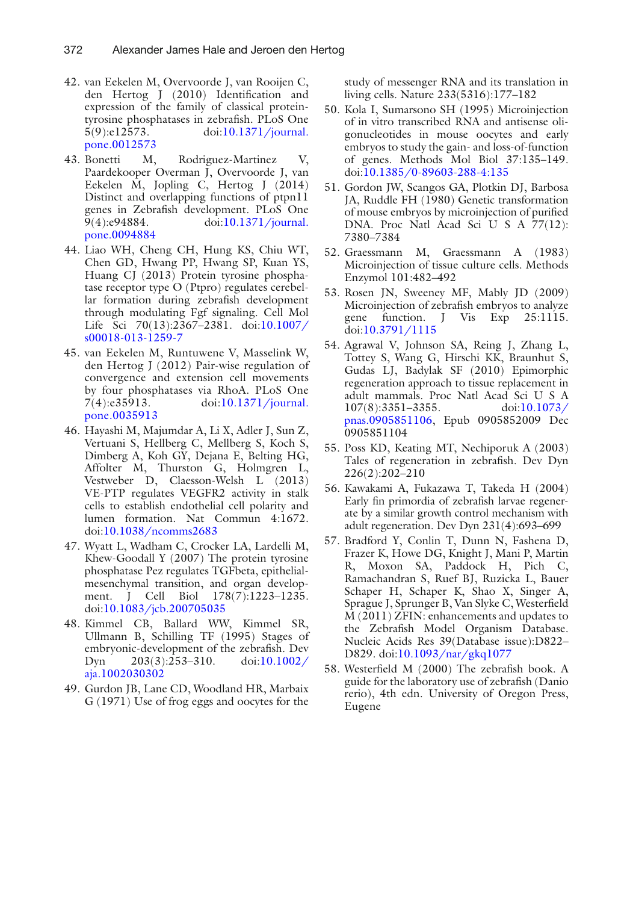42. van Eekelen M, Overvoorde J, van Rooijen C, den Hertog J (2010) Identification and expression of the family of classical protein-tyrosine phosphatases in zebrafish. PLoS One 5(9):e12573. doi:10.1371/journal.pone.0012573
43. Bonetti M, Rodriguez-Martinez V, Paardekooper Overman J, Overvoorde J, van Eekelen M, Jopling C, Hertog J (2014) Distinct and overlapping functions of ptpn11 genes in Zebrafish development. PLoS One 9(4):e94884. doi:10.1371/journal.pone.0094884
44. Liao WH, Cheng CH, Hung KS, Chiu WT, Chen GD, Hwang PP, Hwang SP, Kuan YS, Huang CJ (2013) Protein tyrosine phosphatase receptor type O (Ptpro) regulates cerebellar formation during zebrafish development through modulating Fgf signaling. Cell Mol Life Sci 70(13):2367–2381. doi:10.1007/s00018-013-1259-7
45. van Eekelen M, Runtuwene V, Masselink W, den Hertog J (2012) Pair-wise regulation of convergence and extension cell movements by four phosphatases via RhoA. PLoS One 7(4):e35913. doi:10.1371/journal.pone.0035913
46. Hayashi M, Majumdar A, Li X, Adler J, Sun Z, Vertuani S, Hellberg C, Mellberg S, Koch S, Dimberg A, Koh GY, Dejana E, Belting HG, Affolter M, Thurston G, Holmgren L, Vestweber D, Claesson-Welsh L (2013) VE-PTP regulates VEGFR2 activity in stalk cells to establish endothelial cell polarity and lumen formation. Nat Commun 4:1672. doi:10.1038/ncomms2683
47. Wyatt L, Wadham C, Crocker LA, Lardelli M, Khew-Goodall Y (2007) The protein tyrosine phosphatase Pez regulates TGFbeta, epithelial-mesenchymal transition, and organ development. J Cell Biol 178(7):1223–1235. doi:10.1083/jcb.200705035
48. Kimmel CB, Ballard WW, Kimmel SR, Ullmann B, Schilling TF (1995) Stages of embryonic-development of the zebrafish. Dev Dyn 203(3):253–310. doi:10.1002/aja.1002030302
49. Gurdon JB, Lane CD, Woodland HR, Marbaix G (1971) Use of frog eggs and oocytes for the study of messenger RNA and its translation in living cells. Nature 233(5316):177–182
50. Kola I, Sumarsono SH (1995) Microinjection of in vitro transcribed RNA and antisense oligonucleotides in mouse oocytes and early embryos to study the gain- and loss-of-function of genes. Methods Mol Biol 37:135–149. doi:10.1385/0-89603-288-4:135
51. Gordon JW, Scangos GA, Plotkin DJ, Barbosa JA, Ruddle FH (1980) Genetic transformation of mouse embryos by microinjection of purified DNA. Proc Natl Acad Sci U S A 77(12):7380–7384
52. Graessmann M, Graessmann A (1983) Microinjection of tissue culture cells. Methods Enzymol 101:482–492
53. Rosen JN, Sweeney MF, Mably JD (2009) Microinjection of zebrafish embryos to analyze gene function. J Vis Exp 25:1115. doi:10.3791/1115
54. Agrawal V, Johnson SA, Reing J, Zhang L, Tottey S, Wang G, Hirschi KK, Braunhut S, Gudas LJ, Badylak SF (2010) Epimorphic regeneration approach to tissue replacement in adult mammals. Proc Natl Acad Sci U S A 107(8):3351–3355. doi:10.1073/pnas.0905851106, Epub 0905852009 Dec 0905851104
55. Poss KD, Keating MT, Nechiporuk A (2003) Tales of regeneration in zebrafish. Dev Dyn 226(2):202–210
56. Kawakami A, Fukazawa T, Takeda H (2004) Early fin primordia of zebrafish larvae regenerate by a similar growth control mechanism with adult regeneration. Dev Dyn 231(4):693–699
57. Bradford Y, Conlin T, Dunn N, Fashena D, Frazer K, Howe DG, Knight J, Mani P, Martin R, Moxon SA, Paddock H, Pich C, Ramachandran S, Ruef BJ, Ruzicka L, Bauer Schaper H, Schaper K, Shao X, Singer A, Sprague J, Sprunger B, Van Slyke C, Westerfield M (2011) ZFIN: enhancements and updates to the Zebrafish Model Organism Database. Nucleic Acids Res 39(Database issue):D822–D829. doi:10.1093/nar/gkq1077
58. Westerfield M (2000) The zebrafish book. A guide for the laboratory use of zebrafish (Danio rerio), 4th edn. University of Oregon Press, Eugene